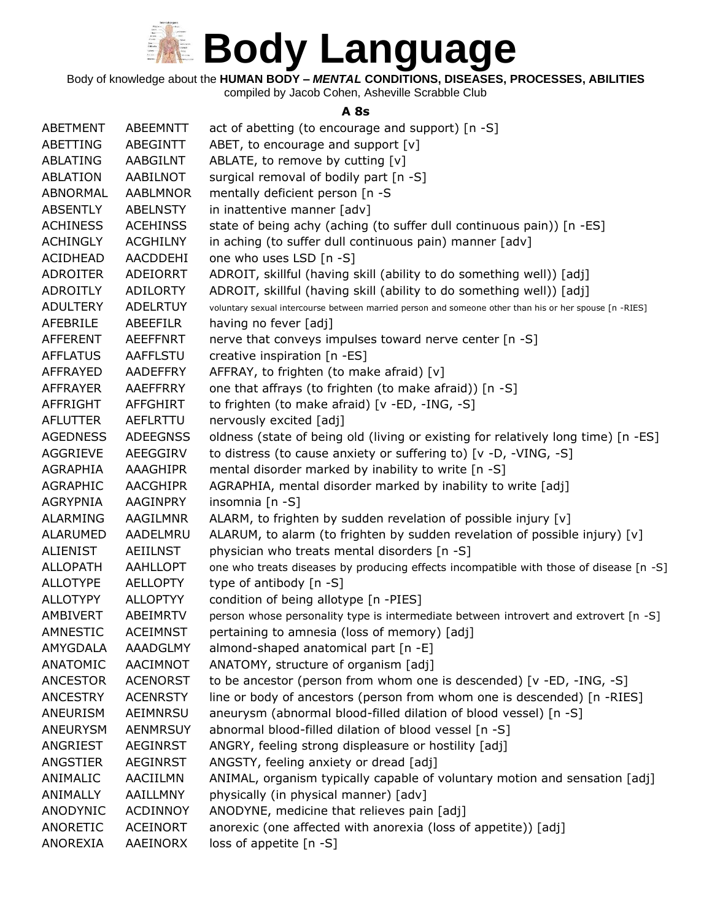# Body Language

Body of knowledge about the **HUMAN BODY – *MENTAL* CONDITIONS, DISEASES, PROCESSES, ABILITIES**

compiled by Jacob Cohen, Asheville Scrabble Club

### A 8s

| | | |
|---|---|---|
| ABETMENT | ABEEMNTT | act of abetting (to encourage and support) [n -S] |
| ABETTING | ABEGINTT | ABET, to encourage and support [v] |
| ABLATING | AABGILNT | ABLATE, to remove by cutting [v] |
| ABLATION | AABILNOT | surgical removal of bodily part [n -S] |
| ABNORMAL | AABLMNOR | mentally deficient person [n -S |
| ABSENTLY | ABELNSTY | in inattentive manner [adv] |
| ACHINESS | ACEHINSS | state of being achy (aching (to suffer dull continuous pain)) [n -ES] |
| ACHINGLY | ACGHILNY | in aching (to suffer dull continuous pain) manner [adv] |
| ACIDHEAD | AACDDEHI | one who uses LSD [n -S] |
| ADROITER | ADEIORRT | ADROIT, skillful (having skill (ability to do something well)) [adj] |
| ADROITLY | ADILORTY | ADROIT, skillful (having skill (ability to do something well)) [adj] |
| ADULTERY | ADELRTUY | voluntary sexual intercourse between married person and someone other than his or her spouse [n -RIES] |
| AFEBRILE | ABEEFILR | having no fever [adj] |
| AFFERENT | AEEFFNRT | nerve that conveys impulses toward nerve center [n -S] |
| AFFLATUS | AAFFLSTU | creative inspiration [n -ES] |
| AFFRAYED | AADEFFRY | AFFRAY, to frighten (to make afraid) [v] |
| AFFRAYER | AAEFFRRY | one that affrays (to frighten (to make afraid)) [n -S] |
| AFFRIGHT | AFFGHIRT | to frighten (to make afraid) [v -ED, -ING, -S] |
| AFLUTTER | AEFLRTTU | nervously excited [adj] |
| AGEDNESS | ADEEGNSS | oldness (state of being old (living or existing for relatively long time) [n -ES] |
| AGGRIEVE | AEEGGIRV | to distress (to cause anxiety or suffering to) [v -D, -VING, -S] |
| AGRAPHIA | AAAGHIPR | mental disorder marked by inability to write [n -S] |
| AGRAPHIC | AACGHIPR | AGRAPHIA, mental disorder marked by inability to write [adj] |
| AGRYPNIA | AAGINPRY | insomnia [n -S] |
| ALARMING | AAGILMNR | ALARM, to frighten by sudden revelation of possible injury [v] |
| ALARUMED | AADELMRU | ALARUM, to alarm (to frighten by sudden revelation of possible injury) [v] |
| ALIENIST | AEIILNST | physician who treats mental disorders [n -S] |
| ALLOPATH | AAHLLOPT | one who treats diseases by producing effects incompatible with those of disease [n -S] |
| ALLOTYPE | AELLOPTY | type of antibody [n -S] |
| ALLOTYPY | ALLOPTYY | condition of being allotype [n -PIES] |
| AMBIVERT | ABEIMRTV | person whose personality type is intermediate between introvert and extrovert [n -S] |
| AMNESTIC | ACEIMNST | pertaining to amnesia (loss of memory) [adj] |
| AMYGDALA | AAADGLMY | almond-shaped anatomical part [n -E] |
| ANATOMIC | AACIMNOT | ANATOMY, structure of organism [adj] |
| ANCESTOR | ACENORST | to be ancestor (person from whom one is descended) [v -ED, -ING, -S] |
| ANCESTRY | ACENRSTY | line or body of ancestors (person from whom one is descended) [n -RIES] |
| ANEURISM | AEIMNRSU | aneurysm (abnormal blood-filled dilation of blood vessel) [n -S] |
| ANEURYSM | AENMRSUY | abnormal blood-filled dilation of blood vessel [n -S] |
| ANGRIEST | AEGINRST | ANGRY, feeling strong displeasure or hostility [adj] |
| ANGSTIER | AEGINRST | ANGSTY, feeling anxiety or dread [adj] |
| ANIMALIC | AACIILMN | ANIMAL, organism typically capable of voluntary motion and sensation [adj] |
| ANIMALLY | AAILLMNY | physically (in physical manner) [adv] |
| ANODYNIC | ACDINNOY | ANODYNE, medicine that relieves pain [adj] |
| ANORETIC | ACEINORT | anorexic (one affected with anorexia (loss of appetite)) [adj] |
| ANOREXIA | AAEINORX | loss of appetite [n -S] |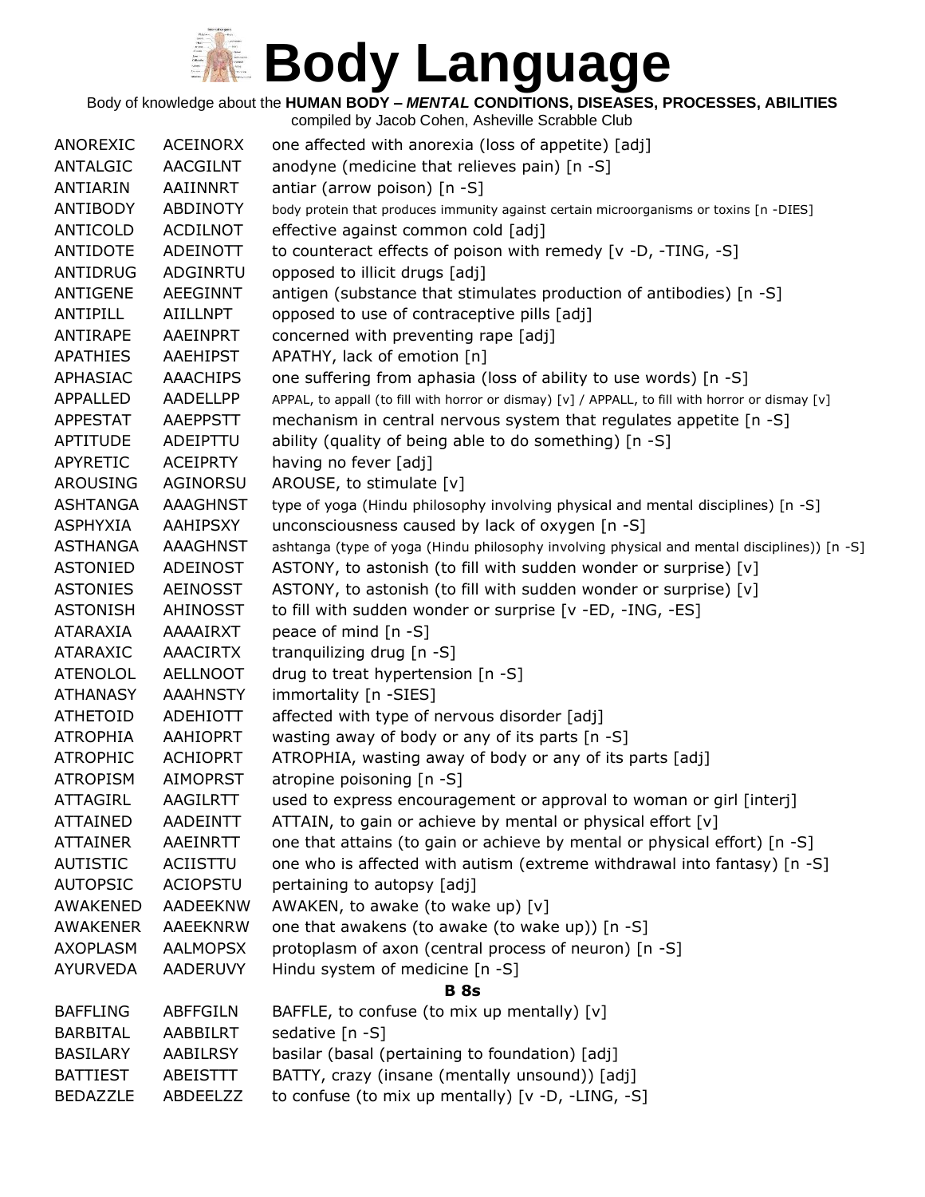# Body Language

Body of knowledge about the **HUMAN BODY – *MENTAL* CONDITIONS, DISEASES, PROCESSES, ABILITIES**

compiled by Jacob Cohen, Asheville Scrabble Club

| | | |
|---|---|---|
| ANOREXIC | ACEINORX | one affected with anorexia (loss of appetite) [adj] |
| ANTALGIC | AACGILNT | anodyne (medicine that relieves pain) [n -S] |
| ANTIARIN | AAIINNRT | antiar (arrow poison) [n -S] |
| ANTIBODY | ABDINOTY | body protein that produces immunity against certain microorganisms or toxins [n -DIES] |
| ANTICOLD | ACDILNOT | effective against common cold [adj] |
| ANTIDOTE | ADEINOTT | to counteract effects of poison with remedy [v -D, -TING, -S] |
| ANTIDRUG | ADGINRTU | opposed to illicit drugs [adj] |
| ANTIGENE | AEEGINNT | antigen (substance that stimulates production of antibodies) [n -S] |
| ANTIPILL | AIILLNPT | opposed to use of contraceptive pills [adj] |
| ANTIRAPE | AAEINPRT | concerned with preventing rape [adj] |
| APATHIES | AAEHIPST | APATHY, lack of emotion [n] |
| APHASIAC | AAACHIPS | one suffering from aphasia (loss of ability to use words) [n -S] |
| APPALLED | AADELLPP | APPAL, to appall (to fill with horror or dismay) [v] / APPALL, to fill with horror or dismay [v] |
| APPESTAT | AAEPPSTT | mechanism in central nervous system that regulates appetite [n -S] |
| APTITUDE | ADEIPTTU | ability (quality of being able to do something) [n -S] |
| APYRETIC | ACEIPRTY | having no fever [adj] |
| AROUSING | AGINORSU | AROUSE, to stimulate [v] |
| ASHTANGA | AAAGHNST | type of yoga (Hindu philosophy involving physical and mental disciplines) [n -S] |
| ASPHYXIA | AAHIPSXY | unconsciousness caused by lack of oxygen [n -S] |
| ASTHANGA | AAAGHNST | ashtanga (type of yoga (Hindu philosophy involving physical and mental disciplines)) [n -S] |
| ASTONIED | ADEINOST | ASTONY, to astonish (to fill with sudden wonder or surprise) [v] |
| ASTONIES | AEINOSST | ASTONY, to astonish (to fill with sudden wonder or surprise) [v] |
| ASTONISH | AHINOSST | to fill with sudden wonder or surprise [v -ED, -ING, -ES] |
| ATARAXIA | AAAAIRXT | peace of mind [n -S] |
| ATARAXIC | AAACIRTX | tranquilizing drug [n -S] |
| ATENOLOL | AELLNOOT | drug to treat hypertension [n -S] |
| ATHANASY | AAAHNSTY | immortality [n -SIES] |
| ATHETOID | ADEHIOTT | affected with type of nervous disorder [adj] |
| ATROPHIA | AAHIOPRT | wasting away of body or any of its parts [n -S] |
| ATROPHIC | ACHIOPRT | ATROPHIA, wasting away of body or any of its parts [adj] |
| ATROPISM | AIMOPRST | atropine poisoning [n -S] |
| ATTAGIRL | AAGILRTT | used to express encouragement or approval to woman or girl [interj] |
| ATTAINED | AADEINTT | ATTAIN, to gain or achieve by mental or physical effort [v] |
| ATTAINER | AAEINRTT | one that attains (to gain or achieve by mental or physical effort) [n -S] |
| AUTISTIC | ACIISTTU | one who is affected with autism (extreme withdrawal into fantasy) [n -S] |
| AUTOPSIC | ACIOPSTU | pertaining to autopsy [adj] |
| AWAKENED | AADEEKNW | AWAKEN, to awake (to wake up) [v] |
| AWAKENER | AAEEKNRW | one that awakens (to awake (to wake up)) [n -S] |
| AXOPLASM | AALMOPSX | protoplasm of axon (central process of neuron) [n -S] |
| AYURVEDA | AADERUVY | Hindu system of medicine [n -S] |

**B 8s**

| | | |
|---|---|---|
| BAFFLING | ABFFGILN | BAFFLE, to confuse (to mix up mentally) [v] |
| BARBITAL | AABBILRT | sedative [n -S] |
| BASILARY | AABILRSY | basilar (basal (pertaining to foundation) [adj] |
| BATTIEST | ABEISTTT | BATTY, crazy (insane (mentally unsound)) [adj] |
| BEDAZZLE | ABDEELZZ | to confuse (to mix up mentally) [v -D, -LING, -S] |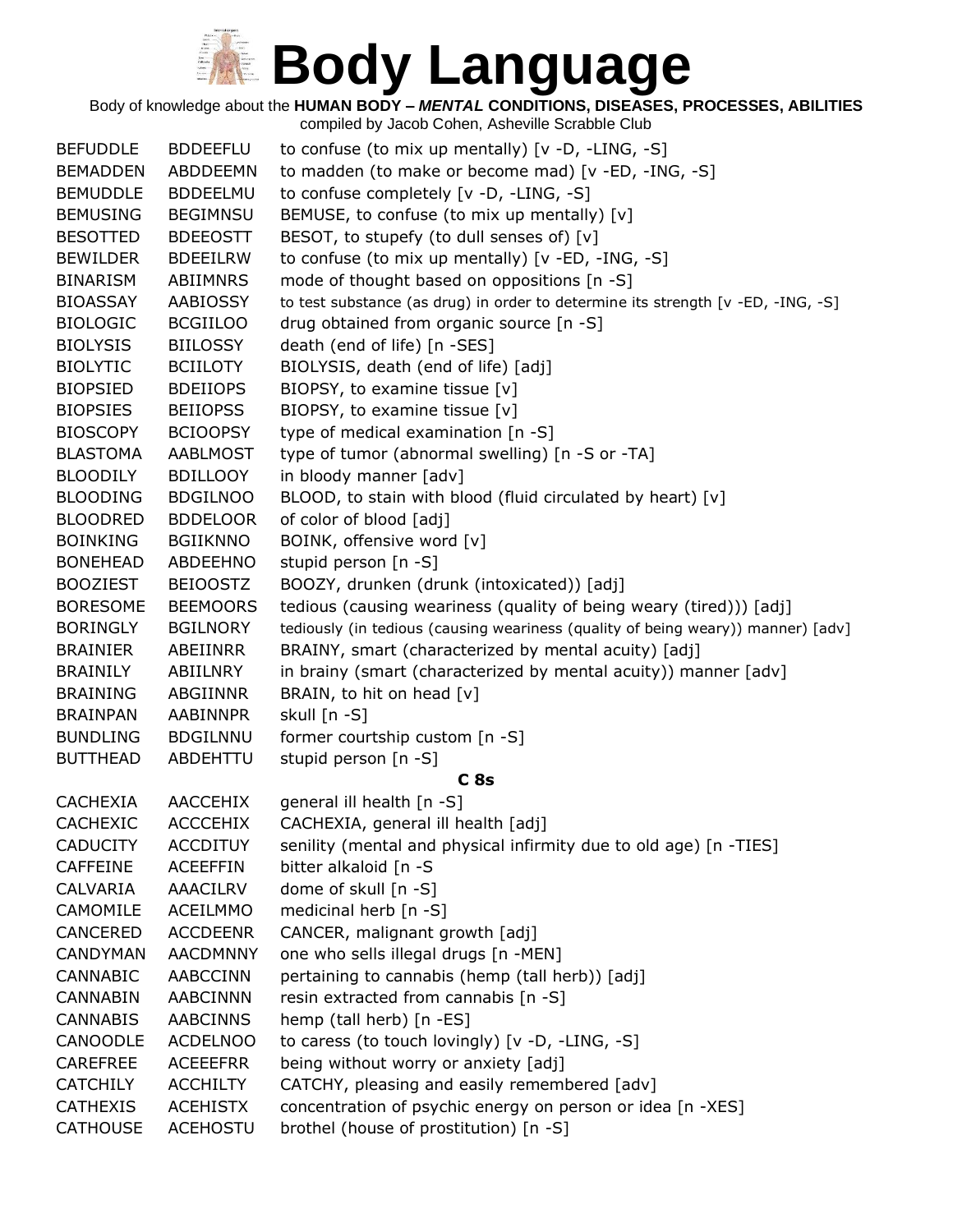# Body Language

Body of knowledge about the **HUMAN BODY – *MENTAL* CONDITIONS, DISEASES, PROCESSES, ABILITIES**

compiled by Jacob Cohen, Asheville Scrabble Club

| | | |
|---|---|---|
| BEFUDDLE | BDDEEFLU | to confuse (to mix up mentally) [v -D, -LING, -S] |
| BEMADDEN | ABDDEEMN | to madden (to make or become mad) [v -ED, -ING, -S] |
| BEMUDDLE | BDDEELMU | to confuse completely [v -D, -LING, -S] |
| BEMUSING | BEGIMNSU | BEMUSE, to confuse (to mix up mentally) [v] |
| BESOTTED | BDEEOSTT | BESOT, to stupefy (to dull senses of) [v] |
| BEWILDER | BDEEILRW | to confuse (to mix up mentally) [v -ED, -ING, -S] |
| BINARISM | ABIIMNRS | mode of thought based on oppositions [n -S] |
| BIOASSAY | AABIOSSY | to test substance (as drug) in order to determine its strength [v -ED, -ING, -S] |
| BIOLOGIC | BCGIILOO | drug obtained from organic source [n -S] |
| BIOLYSIS | BIILOSSY | death (end of life) [n -SES] |
| BIOLYTIC | BCIILOTY | BIOLYSIS, death (end of life) [adj] |
| BIOPSIED | BDEIIOPS | BIOPSY, to examine tissue [v] |
| BIOPSIES | BEIIOPSS | BIOPSY, to examine tissue [v] |
| BIOSCOPY | BCIOOPSY | type of medical examination [n -S] |
| BLASTOMA | AABLMOST | type of tumor (abnormal swelling) [n -S or -TA] |
| BLOODILY | BDILLOOY | in bloody manner [adv] |
| BLOODING | BDGILNOO | BLOOD, to stain with blood (fluid circulated by heart) [v] |
| BLOODRED | BDDELOOR | of color of blood [adj] |
| BOINKING | BGIIKNNO | BOINK, offensive word [v] |
| BONEHEAD | ABDEEHNO | stupid person [n -S] |
| BOOZIEST | BEIOOSTZ | BOOZY, drunken (drunk (intoxicated)) [adj] |
| BORESOME | BEEMOORS | tedious (causing weariness (quality of being weary (tired))) [adj] |
| BORINGLY | BGILNORY | tediously (in tedious (causing weariness (quality of being weary)) manner) [adv] |
| BRAINIER | ABEIINRR | BRAINY, smart (characterized by mental acuity) [adj] |
| BRAINILY | ABIILNRY | in brainy (smart (characterized by mental acuity)) manner [adv] |
| BRAINING | ABGIINNR | BRAIN, to hit on head [v] |
| BRAINPAN | AABINNPR | skull [n -S] |
| BUNDLING | BDGILNNU | former courtship custom [n -S] |
| BUTTHEAD | ABDEHTTU | stupid person [n -S] |

**C 8s**

| | | |
|---|---|---|
| CACHEXIA | AACCEHIX | general ill health [n -S] |
| CACHEXIC | ACCCEHIX | CACHEXIA, general ill health [adj] |
| CADUCITY | ACCDITUY | senility (mental and physical infirmity due to old age) [n -TIES] |
| CAFFEINE | ACEEFFIN | bitter alkaloid [n -S |
| CALVARIA | AAACILRV | dome of skull [n -S] |
| CAMOMILE | ACEILMMO | medicinal herb [n -S] |
| CANCERED | ACCDEENR | CANCER, malignant growth [adj] |
| CANDYMAN | AACDMNNY | one who sells illegal drugs [n -MEN] |
| CANNABIC | AABCCINN | pertaining to cannabis (hemp (tall herb)) [adj] |
| CANNABIN | AABCINNN | resin extracted from cannabis [n -S] |
| CANNABIS | AABCINNS | hemp (tall herb) [n -ES] |
| CANOODLE | ACDELNOO | to caress (to touch lovingly) [v -D, -LING, -S] |
| CAREFREE | ACEEEFRR | being without worry or anxiety [adj] |
| CATCHILY | ACCHILTY | CATCHY, pleasing and easily remembered [adv] |
| CATHEXIS | ACEHISTX | concentration of psychic energy on person or idea [n -XES] |
| CATHOUSE | ACEHOSTU | brothel (house of prostitution) [n -S] |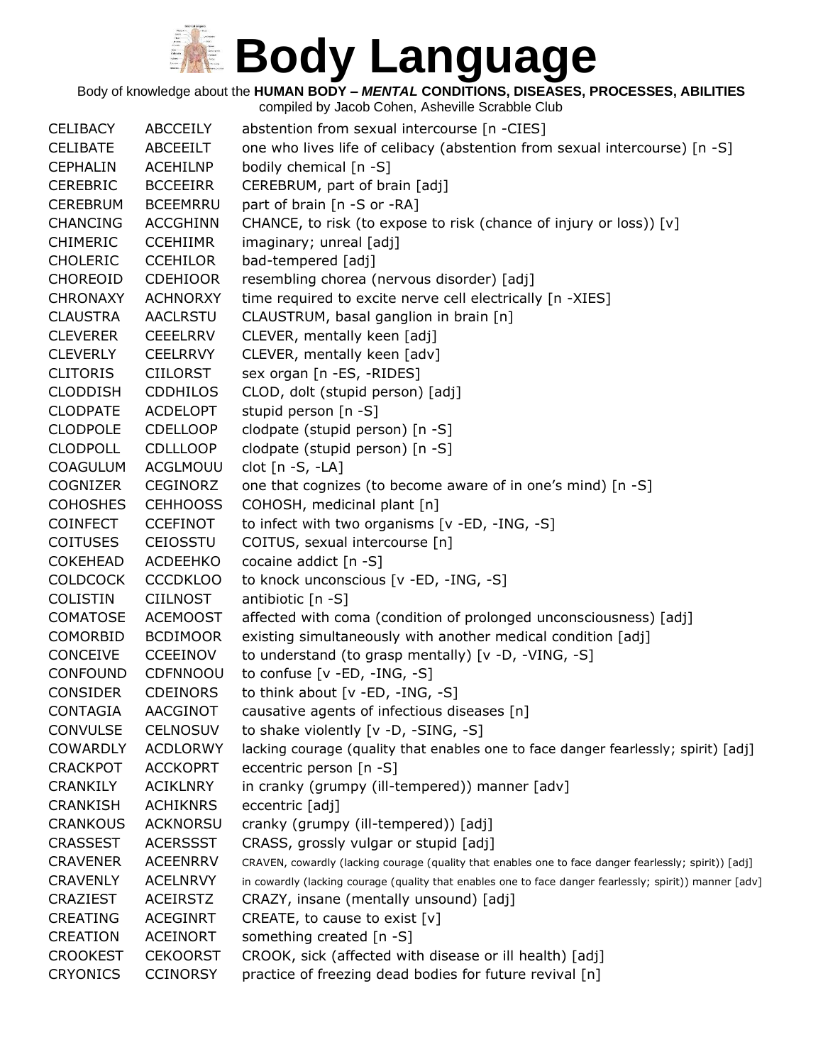# Body Language

Body of knowledge about the **HUMAN BODY – *MENTAL* CONDITIONS, DISEASES, PROCESSES, ABILITIES**

compiled by Jacob Cohen, Asheville Scrabble Club

| | | |
|---|---|---|
| CELIBACY | ABCCEILY | abstention from sexual intercourse [n -CIES] |
| CELIBATE | ABCEEILT | one who lives life of celibacy (abstention from sexual intercourse) [n -S] |
| CEPHALIN | ACEHILNP | bodily chemical [n -S] |
| CEREBRIC | BCCEEIRR | CEREBRUM, part of brain [adj] |
| CEREBRUM | BCEEMRRU | part of brain [n -S or -RA] |
| CHANCING | ACCGHINN | CHANCE, to risk (to expose to risk (chance of injury or loss)) [v] |
| CHIMERIC | CCEHIIMR | imaginary; unreal [adj] |
| CHOLERIC | CCEHILOR | bad-tempered [adj] |
| CHOREOID | CDEHIOOR | resembling chorea (nervous disorder) [adj] |
| CHRONAXY | ACHNORXY | time required to excite nerve cell electrically [n -XIES] |
| CLAUSTRA | AACLRSTU | CLAUSTRUM, basal ganglion in brain [n] |
| CLEVERER | CEEELRRV | CLEVER, mentally keen [adj] |
| CLEVERLY | CEELRRVY | CLEVER, mentally keen [adv] |
| CLITORIS | CIILORST | sex organ [n -ES, -RIDES] |
| CLODDISH | CDDHILOS | CLOD, dolt (stupid person) [adj] |
| CLODPATE | ACDELOPT | stupid person [n -S] |
| CLODPOLE | CDELLOOP | clodpate (stupid person) [n -S] |
| CLODPOLL | CDLLLOOP | clodpate (stupid person) [n -S] |
| COAGULUM | ACGLMOUU | clot [n -S, -LA] |
| COGNIZER | CEGINORZ | one that cognizes (to become aware of in one's mind) [n -S] |
| COHOSHES | CEHHOOSS | COHOSH, medicinal plant [n] |
| COINFECT | CCEFINOT | to infect with two organisms [v -ED, -ING, -S] |
| COITUSES | CEIOSSTU | COITUS, sexual intercourse [n] |
| COKEHEAD | ACDEEHKO | cocaine addict [n -S] |
| COLDCOCK | CCCDKLOO | to knock unconscious [v -ED, -ING, -S] |
| COLISTIN | CIILNOST | antibiotic [n -S] |
| COMATOSE | ACEMOOST | affected with coma (condition of prolonged unconsciousness) [adj] |
| COMORBID | BCDIMOOR | existing simultaneously with another medical condition [adj] |
| CONCEIVE | CCEEINOV | to understand (to grasp mentally) [v -D, -VING, -S] |
| CONFOUND | CDFNNOOU | to confuse [v -ED, -ING, -S] |
| CONSIDER | CDEINORS | to think about [v -ED, -ING, -S] |
| CONTAGIA | AACGINOT | causative agents of infectious diseases [n] |
| CONVULSE | CELNOSUV | to shake violently [v -D, -SING, -S] |
| COWARDLY | ACDLORWY | lacking courage (quality that enables one to face danger fearlessly; spirit) [adj] |
| CRACKPOT | ACCKOPRT | eccentric person [n -S] |
| CRANKILY | ACIKLNRY | in cranky (grumpy (ill-tempered)) manner [adv] |
| CRANKISH | ACHIKNRS | eccentric [adj] |
| CRANKOUS | ACKNORSU | cranky (grumpy (ill-tempered)) [adj] |
| CRASSEST | ACERSSST | CRASS, grossly vulgar or stupid [adj] |
| CRAVENER | ACEENRRV | CRAVEN, cowardly (lacking courage (quality that enables one to face danger fearlessly; spirit)) [adj] |
| CRAVENLY | ACELNRVY | in cowardly (lacking courage (quality that enables one to face danger fearlessly; spirit)) manner [adv] |
| CRAZIEST | ACEIRSTZ | CRAZY, insane (mentally unsound) [adj] |
| CREATING | ACEGINRT | CREATE, to cause to exist [v] |
| CREATION | ACEINORT | something created [n -S] |
| CROOKEST | CEKOORST | CROOK, sick (affected with disease or ill health) [adj] |
| CRYONICS | CCINORSY | practice of freezing dead bodies for future revival [n] |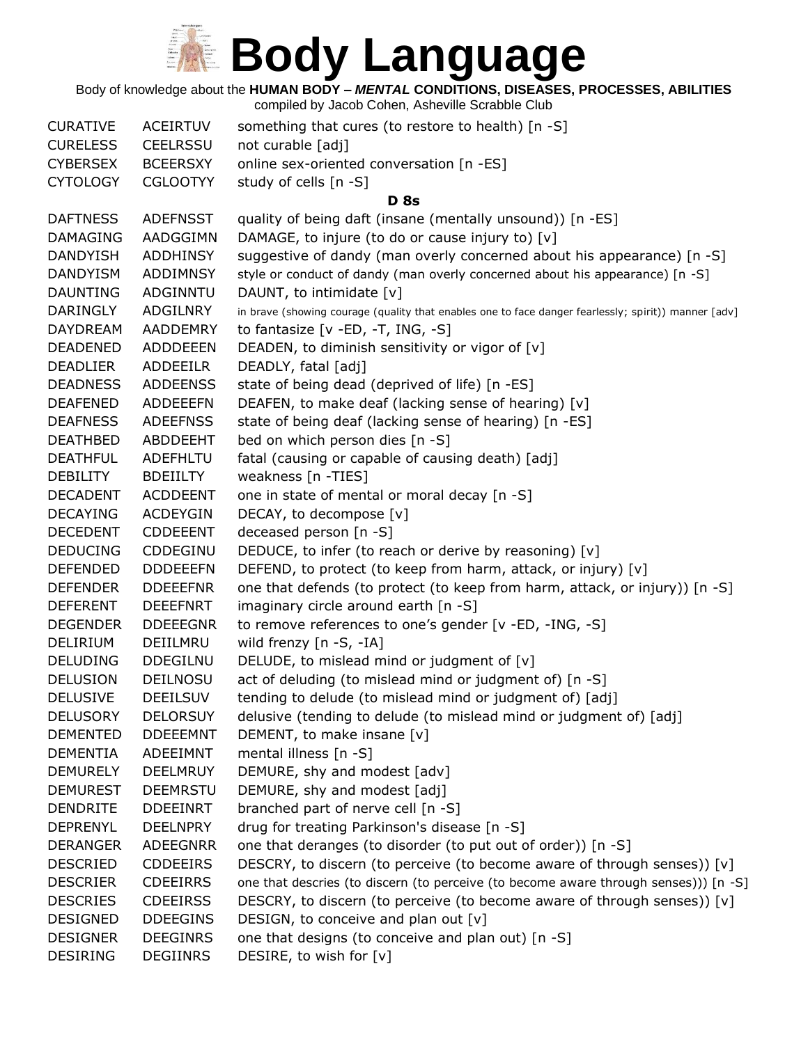# Body Language

Body of knowledge about the **HUMAN BODY – *MENTAL* CONDITIONS, DISEASES, PROCESSES, ABILITIES**

compiled by Jacob Cohen, Asheville Scrabble Club

| | | |
|---|---|---|
| CURATIVE | ACEIRTUV | something that cures (to restore to health) [n -S] |
| CURELESS | CEELRSSU | not curable [adj] |
| CYBERSEX | BCEERSXY | online sex-oriented conversation [n -ES] |
| CYTOLOGY | CGLOOTYY | study of cells [n -S] |

**D 8s**

| | | |
|---|---|---|
| DAFTNESS | ADEFNSST | quality of being daft (insane (mentally unsound)) [n -ES] |
| DAMAGING | AADGGIMN | DAMAGE, to injure (to do or cause injury to) [v] |
| DANDYISH | ADDHINSY | suggestive of dandy (man overly concerned about his appearance) [n -S] |
| DANDYISM | ADDIMNSY | style or conduct of dandy (man overly concerned about his appearance) [n -S] |
| DAUNTING | ADGINNTU | DAUNT, to intimidate [v] |
| DARINGLY | ADGILNRY | in brave (showing courage (quality that enables one to face danger fearlessly; spirit)) manner [adv] |
| DAYDREAM | AADDEMRY | to fantasize [v -ED, -T, ING, -S] |
| DEADENED | ADDDEEEN | DEADEN, to diminish sensitivity or vigor of [v] |
| DEADLIER | ADDEEILR | DEADLY, fatal [adj] |
| DEADNESS | ADDEENSS | state of being dead (deprived of life) [n -ES] |
| DEAFENED | ADDEEEFN | DEAFEN, to make deaf (lacking sense of hearing) [v] |
| DEAFNESS | ADEEFNSS | state of being deaf (lacking sense of hearing) [n -ES] |
| DEATHBED | ABDDEEHT | bed on which person dies [n -S] |
| DEATHFUL | ADEFHLTU | fatal (causing or capable of causing death) [adj] |
| DEBILITY | BDEIILTY | weakness [n -TIES] |
| DECADENT | ACDDEENT | one in state of mental or moral decay [n -S] |
| DECAYING | ACDEYGIN | DECAY, to decompose [v] |
| DECEDENT | CDDEEENT | deceased person [n -S] |
| DEDUCING | CDDEGINU | DEDUCE, to infer (to reach or derive by reasoning) [v] |
| DEFENDED | DDDEEEFN | DEFEND, to protect (to keep from harm, attack, or injury) [v] |
| DEFENDER | DDEEEFNR | one that defends (to protect (to keep from harm, attack, or injury)) [n -S] |
| DEFERENT | DEEEFNRT | imaginary circle around earth [n -S] |
| DEGENDER | DDEEEGNR | to remove references to one's gender [v -ED, -ING, -S] |
| DELIRIUM | DEIILMRU | wild frenzy [n -S, -IA] |
| DELUDING | DDEGILNU | DELUDE, to mislead mind or judgment of [v] |
| DELUSION | DEILNOSU | act of deluding (to mislead mind or judgment of) [n -S] |
| DELUSIVE | DEEILSUV | tending to delude (to mislead mind or judgment of) [adj] |
| DELUSORY | DELORSUY | delusive (tending to delude (to mislead mind or judgment of) [adj] |
| DEMENTED | DDEEEMNT | DEMENT, to make insane [v] |
| DEMENTIA | ADEEIMNT | mental illness [n -S] |
| DEMURELY | DEELMRUY | DEMURE, shy and modest [adv] |
| DEMUREST | DEEMRSTU | DEMURE, shy and modest [adj] |
| DENDRITE | DDEEINRT | branched part of nerve cell [n -S] |
| DEPRENYL | DEELNPRY | drug for treating Parkinson's disease [n -S] |
| DERANGER | ADEEGNRR | one that deranges (to disorder (to put out of order)) [n -S] |
| DESCRIED | CDDEEIRS | DESCRY, to discern (to perceive (to become aware of through senses)) [v] |
| DESCRIER | CDEEIRRS | one that descries (to discern (to perceive (to become aware through senses))) [n -S] |
| DESCRIES | CDEEIRSS | DESCRY, to discern (to perceive (to become aware of through senses)) [v] |
| DESIGNED | DDEEGINS | DESIGN, to conceive and plan out [v] |
| DESIGNER | DEEGINRS | one that designs (to conceive and plan out) [n -S] |
| DESIRING | DEGIINRS | DESIRE, to wish for [v] |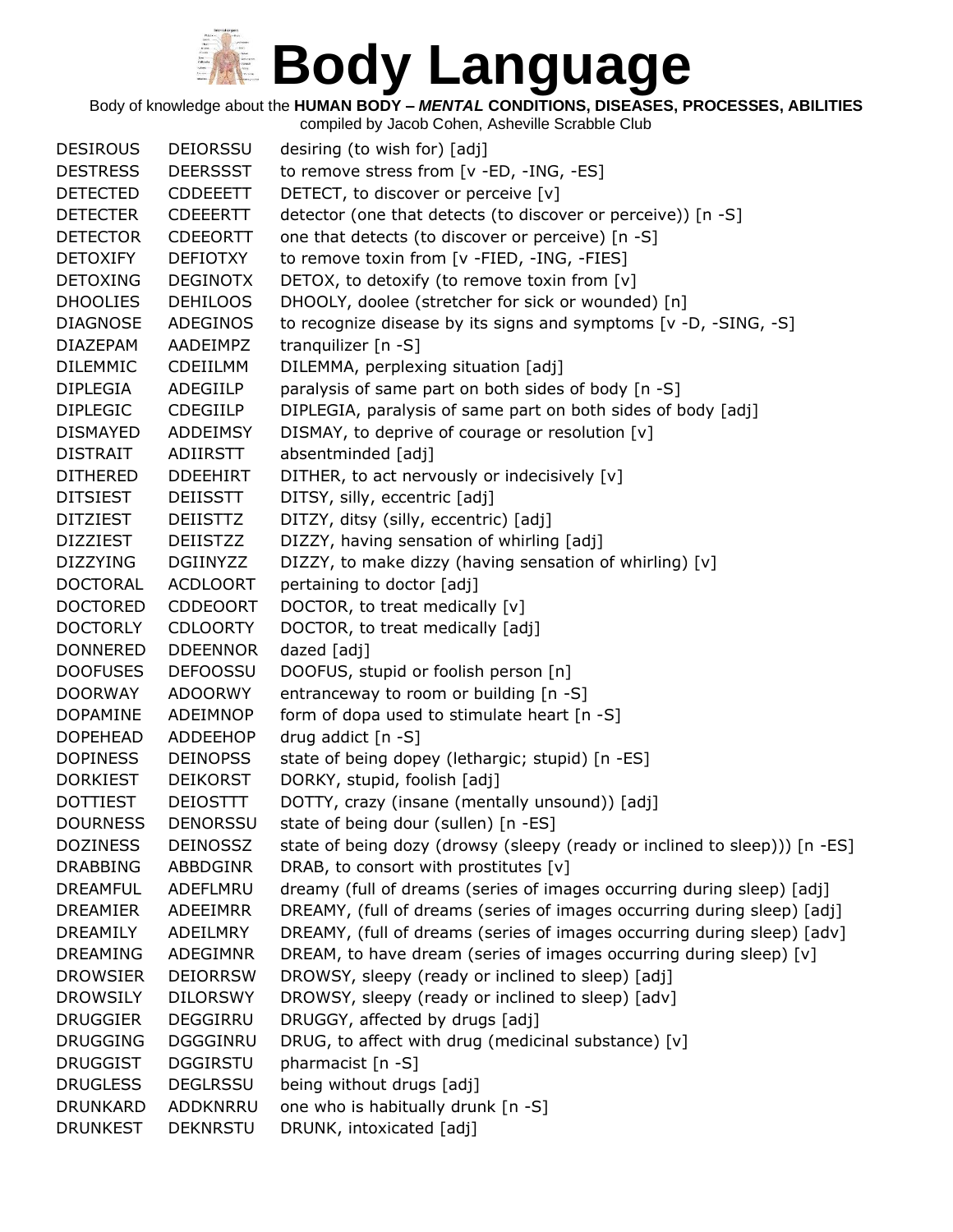# Body Language

Body of knowledge about the **HUMAN BODY –** ***MENTAL*** **CONDITIONS, DISEASES, PROCESSES, ABILITIES**

compiled by Jacob Cohen, Asheville Scrabble Club

| | | |
|---|---|---|
| DESIROUS | DEIORSSU | desiring (to wish for) [adj] |
| DESTRESS | DEERSSST | to remove stress from [v -ED, -ING, -ES] |
| DETECTED | CDDEEETT | DETECT, to discover or perceive [v] |
| DETECTER | CDEEERTT | detector (one that detects (to discover or perceive)) [n -S] |
| DETECTOR | CDEEORTT | one that detects (to discover or perceive) [n -S] |
| DETOXIFY | DEFIOTXY | to remove toxin from [v -FIED, -ING, -FIES] |
| DETOXING | DEGINOTX | DETOX, to detoxify (to remove toxin from [v] |
| DHOOLIES | DEHILOOS | DHOOLY, doolee (stretcher for sick or wounded) [n] |
| DIAGNOSE | ADEGINOS | to recognize disease by its signs and symptoms [v -D, -SING, -S] |
| DIAZEPAM | AADEIMPZ | tranquilizer [n -S] |
| DILEMMIC | CDEIILMM | DILEMMA, perplexing situation [adj] |
| DIPLEGIA | ADEGIILP | paralysis of same part on both sides of body [n -S] |
| DIPLEGIC | CDEGIILP | DIPLEGIA, paralysis of same part on both sides of body [adj] |
| DISMAYED | ADDEIMSY | DISMAY, to deprive of courage or resolution [v] |
| DISTRAIT | ADIIRSTT | absentminded [adj] |
| DITHERED | DDEEHIRT | DITHER, to act nervously or indecisively [v] |
| DITSIEST | DEIISSTT | DITSY, silly, eccentric [adj] |
| DITZIEST | DEIISTTZ | DITZY, ditsy (silly, eccentric) [adj] |
| DIZZIEST | DEIISTZZ | DIZZY, having sensation of whirling [adj] |
| DIZZYING | DGIINYZZ | DIZZY, to make dizzy (having sensation of whirling) [v] |
| DOCTORAL | ACDLOORT | pertaining to doctor [adj] |
| DOCTORED | CDDEOORT | DOCTOR, to treat medically [v] |
| DOCTORLY | CDLOORTY | DOCTOR, to treat medically [adj] |
| DONNERED | DDEENNOR | dazed [adj] |
| DOOFUSES | DEFOOSSU | DOOFUS, stupid or foolish person [n] |
| DOORWAY | ADOORWY | entranceway to room or building [n -S] |
| DOPAMINE | ADEIMNOP | form of dopa used to stimulate heart [n -S] |
| DOPEHEAD | ADDEEHOP | drug addict [n -S] |
| DOPINESS | DEINOPSS | state of being dopey (lethargic; stupid) [n -ES] |
| DORKIEST | DEIKORST | DORKY, stupid, foolish [adj] |
| DOTTIEST | DEIOSTTT | DOTTY, crazy (insane (mentally unsound)) [adj] |
| DOURNESS | DENORSSU | state of being dour (sullen) [n -ES] |
| DOZINESS | DEINOSSZ | state of being dozy (drowsy (sleepy (ready or inclined to sleep))) [n -ES] |
| DRABBING | ABBDGINR | DRAB, to consort with prostitutes [v] |
| DREAMFUL | ADEFLMRU | dreamy (full of dreams (series of images occurring during sleep) [adj] |
| DREAMIER | ADEEIMRR | DREAMY, (full of dreams (series of images occurring during sleep) [adj] |
| DREAMILY | ADEILMRY | DREAMY, (full of dreams (series of images occurring during sleep) [adv] |
| DREAMING | ADEGIMNR | DREAM, to have dream (series of images occurring during sleep) [v] |
| DROWSIER | DEIORRSW | DROWSY, sleepy (ready or inclined to sleep) [adj] |
| DROWSILY | DILORSWY | DROWSY, sleepy (ready or inclined to sleep) [adv] |
| DRUGGIER | DEGGIRRU | DRUGGY, affected by drugs [adj] |
| DRUGGING | DGGGINRU | DRUG, to affect with drug (medicinal substance) [v] |
| DRUGGIST | DGGIRSTU | pharmacist [n -S] |
| DRUGLESS | DEGLRSSU | being without drugs [adj] |
| DRUNKARD | ADDKNRRU | one who is habitually drunk [n -S] |
| DRUNKEST | DEKNRSTU | DRUNK, intoxicated [adj] |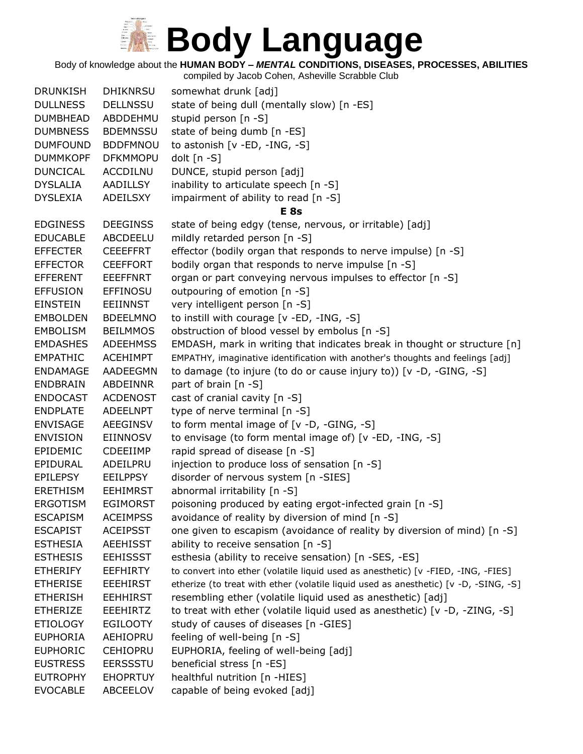# Body Language

Body of knowledge about the **HUMAN BODY – *MENTAL* CONDITIONS, DISEASES, PROCESSES, ABILITIES**

compiled by Jacob Cohen, Asheville Scrabble Club

| | | |
|---|---|---|
| DRUNKISH | DHIKNRSU | somewhat drunk [adj] |
| DULLNESS | DELLNSSU | state of being dull (mentally slow) [n -ES] |
| DUMBHEAD | ABDDEHMU | stupid person [n -S] |
| DUMBNESS | BDEMNSSU | state of being dumb [n -ES] |
| DUMFOUND | BDDFMNOU | to astonish [v -ED, -ING, -S] |
| DUMMKOPF | DFKMMOPU | dolt [n -S] |
| DUNCICAL | ACCDILNU | DUNCE, stupid person [adj] |
| DYSLALIA | AADILLSY | inability to articulate speech [n -S] |
| DYSLEXIA | ADEILSXY | impairment of ability to read [n -S] |

**E 8s**

| | | |
|---|---|---|
| EDGINESS | DEEGINSS | state of being edgy (tense, nervous, or irritable) [adj] |
| EDUCABLE | ABCDEELU | mildly retarded person [n -S] |
| EFFECTER | CEEEFFRT | effector (bodily organ that responds to nerve impulse) [n -S] |
| EFFECTOR | CEEFFORT | bodily organ that responds to nerve impulse [n -S] |
| EFFERENT | EEEFFNRT | organ or part conveying nervous impulses to effector [n -S] |
| EFFUSION | EFFINOSU | outpouring of emotion [n -S] |
| EINSTEIN | EEIINNST | very intelligent person [n -S] |
| EMBOLDEN | BDEELMNO | to instill with courage [v -ED, -ING, -S] |
| EMBOLISM | BEILMMOS | obstruction of blood vessel by embolus [n -S] |
| EMDASHES | ADEEHMSS | EMDASH, mark in writing that indicates break in thought or structure [n] |
| EMPATHIC | ACEHIMPT | EMPATHY, imaginative identification with another's thoughts and feelings [adj] |
| ENDAMAGE | AADEEGMN | to damage (to injure (to do or cause injury to)) [v -D, -GING, -S] |
| ENDBRAIN | ABDEINNR | part of brain [n -S] |
| ENDOCAST | ACDENOST | cast of cranial cavity [n -S] |
| ENDPLATE | ADEELNPT | type of nerve terminal [n -S] |
| ENVISAGE | AEEGINSV | to form mental image of [v -D, -GING, -S] |
| ENVISION | EIINNOSV | to envisage (to form mental image of) [v -ED, -ING, -S] |
| EPIDEMIC | CDEEIIMP | rapid spread of disease [n -S] |
| EPIDURAL | ADEILPRU | injection to produce loss of sensation [n -S] |
| EPILEPSY | EEILPPSY | disorder of nervous system [n -SIES] |
| ERETHISM | EEHIMRST | abnormal irritability [n -S] |
| ERGOTISM | EGIMORST | poisoning produced by eating ergot-infected grain [n -S] |
| ESCAPISM | ACEIMPSS | avoidance of reality by diversion of mind [n -S] |
| ESCAPIST | ACEIPSST | one given to escapism (avoidance of reality by diversion of mind) [n -S] |
| ESTHESIA | AEEHISST | ability to receive sensation [n -S] |
| ESTHESIS | EEHISSST | esthesia (ability to receive sensation) [n -SES, -ES] |
| ETHERIFY | EEFHIRTY | to convert into ether (volatile liquid used as anesthetic) [v -FIED, -ING, -FIES] |
| ETHERISE | EEEHIRST | etherize (to treat with ether (volatile liquid used as anesthetic) [v -D, -SING, -S] |
| ETHERISH | EEHHIRST | resembling ether (volatile liquid used as anesthetic) [adj] |
| ETHERIZE | EEEHIRTZ | to treat with ether (volatile liquid used as anesthetic) [v -D, -ZING, -S] |
| ETIOLOGY | EGILOOTY | study of causes of diseases [n -GIES] |
| EUPHORIA | AEHIOPRU | feeling of well-being [n -S] |
| EUPHORIC | CEHIOPRU | EUPHORIA, feeling of well-being [adj] |
| EUSTRESS | EERSSSTU | beneficial stress [n -ES] |
| EUTROPHY | EHOPRTUY | healthful nutrition [n -HIES] |
| EVOCABLE | ABCEELOV | capable of being evoked [adj] |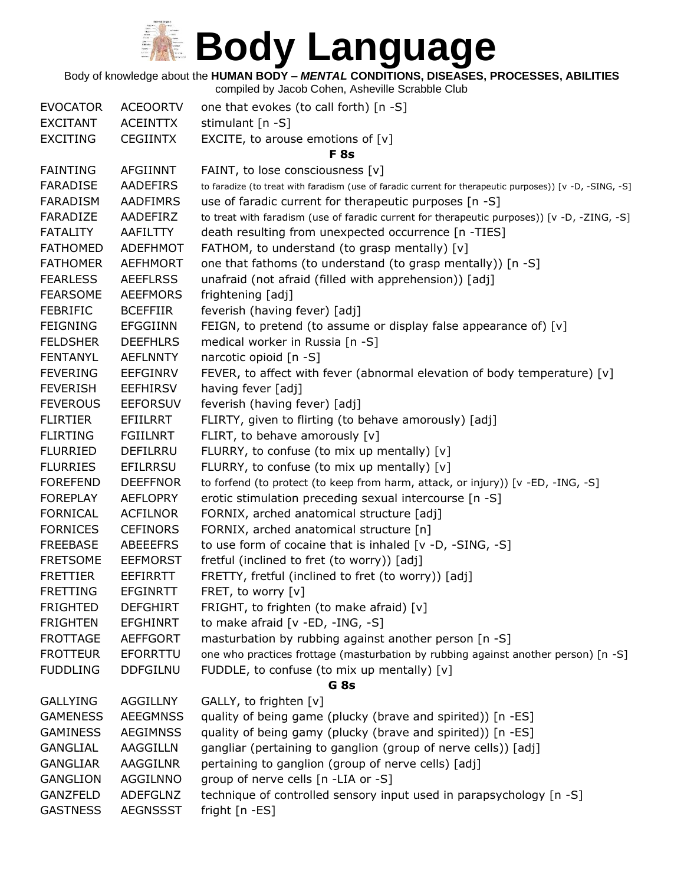# Body Language

Body of knowledge about the **HUMAN BODY – *MENTAL* CONDITIONS, DISEASES, PROCESSES, ABILITIES**

compiled by Jacob Cohen, Asheville Scrabble Club

| | | |
|---|---|---|
| EVOCATOR | ACEOORTV | one that evokes (to call forth) [n -S] |
| EXCITANT | ACEINTTX | stimulant [n -S] |
| EXCITING | CEGIINTX | EXCITE, to arouse emotions of [v] |
| | | **F 8s** |
| FAINTING | AFGIINNT | FAINT, to lose consciousness [v] |
| FARADISE | AADEFIRS | to faradize (to treat with faradism (use of faradic current for therapeutic purposes)) [v -D, -SING, -S] |
| FARADISM | AADFIMRS | use of faradic current for therapeutic purposes [n -S] |
| FARADIZE | AADEFIRZ | to treat with faradism (use of faradic current for therapeutic purposes)) [v -D, -ZING, -S] |
| FATALITY | AAFILTTY | death resulting from unexpected occurrence [n -TIES] |
| FATHOMED | ADEFHMOT | FATHOM, to understand (to grasp mentally) [v] |
| FATHOMER | AEFHMORT | one that fathoms (to understand (to grasp mentally)) [n -S] |
| FEARLESS | AEEFLRSS | unafraid (not afraid (filled with apprehension)) [adj] |
| FEARSOME | AEEFMORS | frightening [adj] |
| FEBRIFIC | BCEFFIIR | feverish (having fever) [adj] |
| FEIGNING | EFGGIINN | FEIGN, to pretend (to assume or display false appearance of) [v] |
| FELDSHER | DEEFHLRS | medical worker in Russia [n -S] |
| FENTANYL | AEFLNNTY | narcotic opioid [n -S] |
| FEVERING | EEFGINRV | FEVER, to affect with fever (abnormal elevation of body temperature) [v] |
| FEVERISH | EEFHIRSV | having fever [adj] |
| FEVEROUS | EEFORSUV | feverish (having fever) [adj] |
| FLIRTIER | EFIILRRT | FLIRTY, given to flirting (to behave amorously) [adj] |
| FLIRTING | FGIILNRT | FLIRT, to behave amorously [v] |
| FLURRIED | DEFILRRU | FLURRY, to confuse (to mix up mentally) [v] |
| FLURRIES | EFILRRSU | FLURRY, to confuse (to mix up mentally) [v] |
| FOREFEND | DEEFFNOR | to forfend (to protect (to keep from harm, attack, or injury)) [v -ED, -ING, -S] |
| FOREPLAY | AEFLOPRY | erotic stimulation preceding sexual intercourse [n -S] |
| FORNICAL | ACFILNOR | FORNIX, arched anatomical structure [adj] |
| FORNICES | CEFINORS | FORNIX, arched anatomical structure [n] |
| FREEBASE | ABEEEFRS | to use form of cocaine that is inhaled [v -D, -SING, -S] |
| FRETSOME | EEFMORST | fretful (inclined to fret (to worry)) [adj] |
| FRETTIER | EEFIRRTT | FRETTY, fretful (inclined to fret (to worry)) [adj] |
| FRETTING | EFGINRTT | FRET, to worry [v] |
| FRIGHTED | DEFGHIRT | FRIGHT, to frighten (to make afraid) [v] |
| FRIGHTEN | EFGHINRT | to make afraid [v -ED, -ING, -S] |
| FROTTAGE | AEFFGORT | masturbation by rubbing against another person [n -S] |
| FROTTEUR | EFORRTTU | one who practices frottage (masturbation by rubbing against another person) [n -S] |
| FUDDLING | DDFGILNU | FUDDLE, to confuse (to mix up mentally) [v] |
| | | **G 8s** |
| GALLYING | AGGILLNY | GALLY, to frighten [v] |
| GAMENESS | AEEGMNSS | quality of being game (plucky (brave and spirited)) [n -ES] |
| GAMINESS | AEGIMNSS | quality of being gamy (plucky (brave and spirited)) [n -ES] |
| GANGLIAL | AAGGILLN | gangliar (pertaining to ganglion (group of nerve cells)) [adj] |
| GANGLIAR | AAGGILNR | pertaining to ganglion (group of nerve cells) [adj] |
| GANGLION | AGGILNNO | group of nerve cells [n -LIA or -S] |
| GANZFELD | ADEFGLNZ | technique of controlled sensory input used in parapsychology [n -S] |
| GASTNESS | AEGNSSST | fright [n -ES] |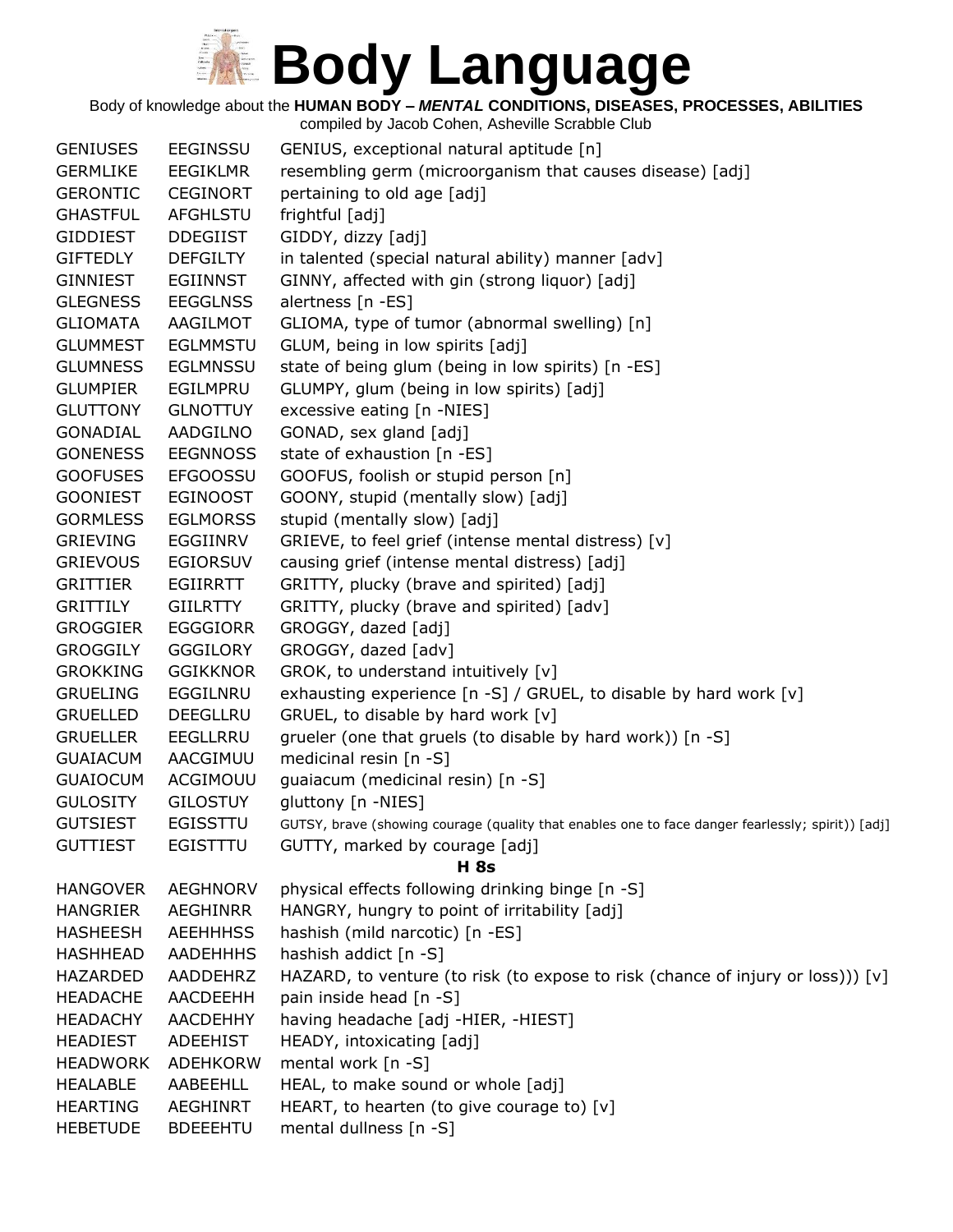# Body Language

Body of knowledge about the **HUMAN BODY – *MENTAL* CONDITIONS, DISEASES, PROCESSES, ABILITIES**

compiled by Jacob Cohen, Asheville Scrabble Club

| | | |
|---|---|---|
| GENIUSES | EEGINSSU | GENIUS, exceptional natural aptitude [n] |
| GERMLIKE | EEGIKLMR | resembling germ (microorganism that causes disease) [adj] |
| GERONTIC | CEGINORT | pertaining to old age [adj] |
| GHASTFUL | AFGHLSTU | frightful [adj] |
| GIDDIEST | DDEGIIST | GIDDY, dizzy [adj] |
| GIFTEDLY | DEFGILTY | in talented (special natural ability) manner [adv] |
| GINNIEST | EGIINNST | GINNY, affected with gin (strong liquor) [adj] |
| GLEGNESS | EEGGLNSS | alertness [n -ES] |
| GLIOMATA | AAGILMOT | GLIOMA, type of tumor (abnormal swelling) [n] |
| GLUMMEST | EGLMMSTU | GLUM, being in low spirits [adj] |
| GLUMNESS | EGLMNSSU | state of being glum (being in low spirits) [n -ES] |
| GLUMPIER | EGILMPRU | GLUMPY, glum (being in low spirits) [adj] |
| GLUTTONY | GLNOTTUY | excessive eating [n -NIES] |
| GONADIAL | AADGILNO | GONAD, sex gland [adj] |
| GONENESS | EEGNNOSS | state of exhaustion [n -ES] |
| GOOFUSES | EFGOOSSU | GOOFUS, foolish or stupid person [n] |
| GOONIEST | EGINOOST | GOONY, stupid (mentally slow) [adj] |
| GORMLESS | EGLMORSS | stupid (mentally slow) [adj] |
| GRIEVING | EGGIINRV | GRIEVE, to feel grief (intense mental distress) [v] |
| GRIEVOUS | EGIORSUV | causing grief (intense mental distress) [adj] |
| GRITTIER | EGIIRRTT | GRITTY, plucky (brave and spirited) [adj] |
| GRITTILY | GIILRTTY | GRITTY, plucky (brave and spirited) [adv] |
| GROGGIER | EGGGIORR | GROGGY, dazed [adj] |
| GROGGILY | GGGILORY | GROGGY, dazed [adv] |
| GROKKING | GGIKKNOR | GROK, to understand intuitively [v] |
| GRUELING | EGGILNRU | exhausting experience [n -S] / GRUEL, to disable by hard work [v] |
| GRUELLED | DEEGLLRU | GRUEL, to disable by hard work [v] |
| GRUELLER | EEGLLRRU | grueler (one that gruels (to disable by hard work)) [n -S] |
| GUAIACUM | AACGIMUU | medicinal resin [n -S] |
| GUAIOCUM | ACGIMOUU | guaiacum (medicinal resin) [n -S] |
| GULOSITY | GILOSTUY | gluttony [n -NIES] |
| GUTSIEST | EGISSTTU | GUTSY, brave (showing courage (quality that enables one to face danger fearlessly; spirit)) [adj] |
| GUTTIEST | EGISTTTU | GUTTY, marked by courage [adj] |
| | | **H 8s** |
| HANGOVER | AEGHNORV | physical effects following drinking binge [n -S] |
| HANGRIER | AEGHINRR | HANGRY, hungry to point of irritability [adj] |
| HASHEESH | AEEHHHSS | hashish (mild narcotic) [n -ES] |
| HASHHEAD | AADEHHHS | hashish addict [n -S] |
| HAZARDED | AADDEHRZ | HAZARD, to venture (to risk (to expose to risk (chance of injury or loss))) [v] |
| HEADACHE | AACDEEHH | pain inside head [n -S] |
| HEADACHY | AACDEHHY | having headache [adj -HIER, -HIEST] |
| HEADIEST | ADEEHIST | HEADY, intoxicating [adj] |
| HEADWORK | ADEHKORW | mental work [n -S] |
| HEALABLE | AABEEHLL | HEAL, to make sound or whole [adj] |
| HEARTING | AEGHINRT | HEART, to hearten (to give courage to) [v] |
| HEBETUDE | BDEEEHTU | mental dullness [n -S] |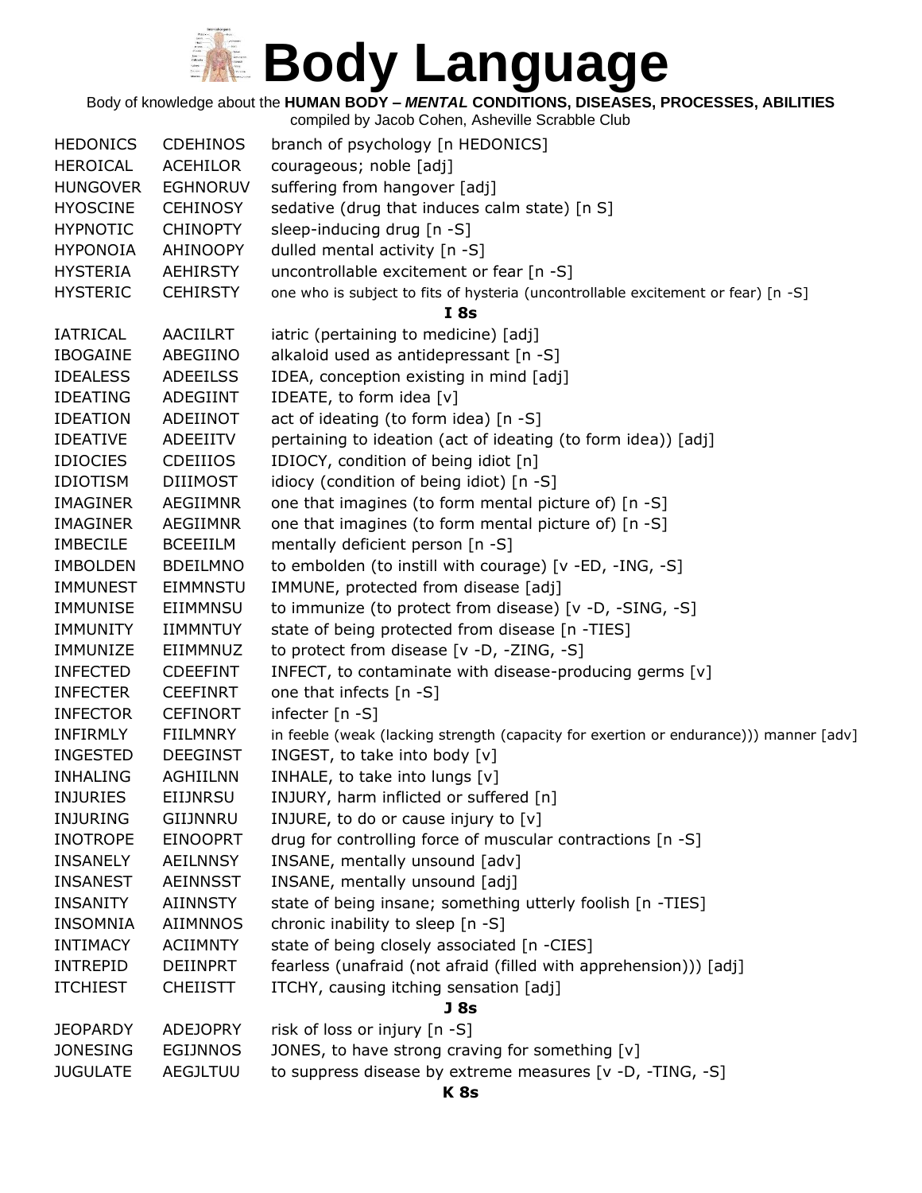# Body Language

Body of knowledge about the **HUMAN BODY – *MENTAL* CONDITIONS, DISEASES, PROCESSES, ABILITIES**

compiled by Jacob Cohen, Asheville Scrabble Club

| | | |
|---|---|---|
| HEDONICS | CDEHINOS | branch of psychology [n HEDONICS] |
| HEROICAL | ACEHILOR | courageous; noble [adj] |
| HUNGOVER | EGHNORUV | suffering from hangover [adj] |
| HYOSCINE | CEHINOSY | sedative (drug that induces calm state) [n S] |
| HYPNOTIC | CHINOPTY | sleep-inducing drug [n -S] |
| HYPONOIA | AHINOOPY | dulled mental activity [n -S] |
| HYSTERIA | AEHIRSTY | uncontrollable excitement or fear [n -S] |
| HYSTERIC | CEHIRSTY | one who is subject to fits of hysteria (uncontrollable excitement or fear) [n -S] |
| | | **I 8s** |
| IATRICAL | AACIILRT | iatric (pertaining to medicine) [adj] |
| IBOGAINE | ABEGIINO | alkaloid used as antidepressant [n -S] |
| IDEALESS | ADEEILSS | IDEA, conception existing in mind [adj] |
| IDEATING | ADEGIINT | IDEATE, to form idea [v] |
| IDEATION | ADEIINOT | act of ideating (to form idea) [n -S] |
| IDEATIVE | ADEEIITV | pertaining to ideation (act of ideating (to form idea)) [adj] |
| IDIOCIES | CDEIIIOS | IDIOCY, condition of being idiot [n] |
| IDIOTISM | DIIIMOST | idiocy (condition of being idiot) [n -S] |
| IMAGINER | AEGIIMNR | one that imagines (to form mental picture of) [n -S] |
| IMAGINER | AEGIIMNR | one that imagines (to form mental picture of) [n -S] |
| IMBECILE | BCEEIILM | mentally deficient person [n -S] |
| IMBOLDEN | BDEILMNO | to embolden (to instill with courage) [v -ED, -ING, -S] |
| IMMUNEST | EIMMNSTU | IMMUNE, protected from disease [adj] |
| IMMUNISE | EIIMMNSU | to immunize (to protect from disease) [v -D, -SING, -S] |
| IMMUNITY | IIMMNTUY | state of being protected from disease [n -TIES] |
| IMMUNIZE | EIIMMNUZ | to protect from disease [v -D, -ZING, -S] |
| INFECTED | CDEEFINT | INFECT, to contaminate with disease-producing germs [v] |
| INFECTER | CEEFINRT | one that infects [n -S] |
| INFECTOR | CEFINORT | infecter [n -S] |
| INFIRMLY | FIILMNRY | in feeble (weak (lacking strength (capacity for exertion or endurance))) manner [adv] |
| INGESTED | DEEGINST | INGEST, to take into body [v] |
| INHALING | AGHIILNN | INHALE, to take into lungs [v] |
| INJURIES | EIIJNRSU | INJURY, harm inflicted or suffered [n] |
| INJURING | GIIJNNRU | INJURE, to do or cause injury to [v] |
| INOTROPE | EINOOPRT | drug for controlling force of muscular contractions [n -S] |
| INSANELY | AEILNNSY | INSANE, mentally unsound [adv] |
| INSANEST | AEINNSST | INSANE, mentally unsound [adj] |
| INSANITY | AIINNSTY | state of being insane; something utterly foolish [n -TIES] |
| INSOMNIA | AIIMNNOS | chronic inability to sleep [n -S] |
| INTIMACY | ACIIMNTY | state of being closely associated [n -CIES] |
| INTREPID | DEIINPRT | fearless (unafraid (not afraid (filled with apprehension))) [adj] |
| ITCHIEST | CHEIISTT | ITCHY, causing itching sensation [adj] |
| | | **J 8s** |
| JEOPARDY | ADEJOPRY | risk of loss or injury [n -S] |
| JONESING | EGIJNNOS | JONES, to have strong craving for something [v] |
| JUGULATE | AEGJLTUU | to suppress disease by extreme measures [v -D, -TING, -S] |
| | | **K 8s** |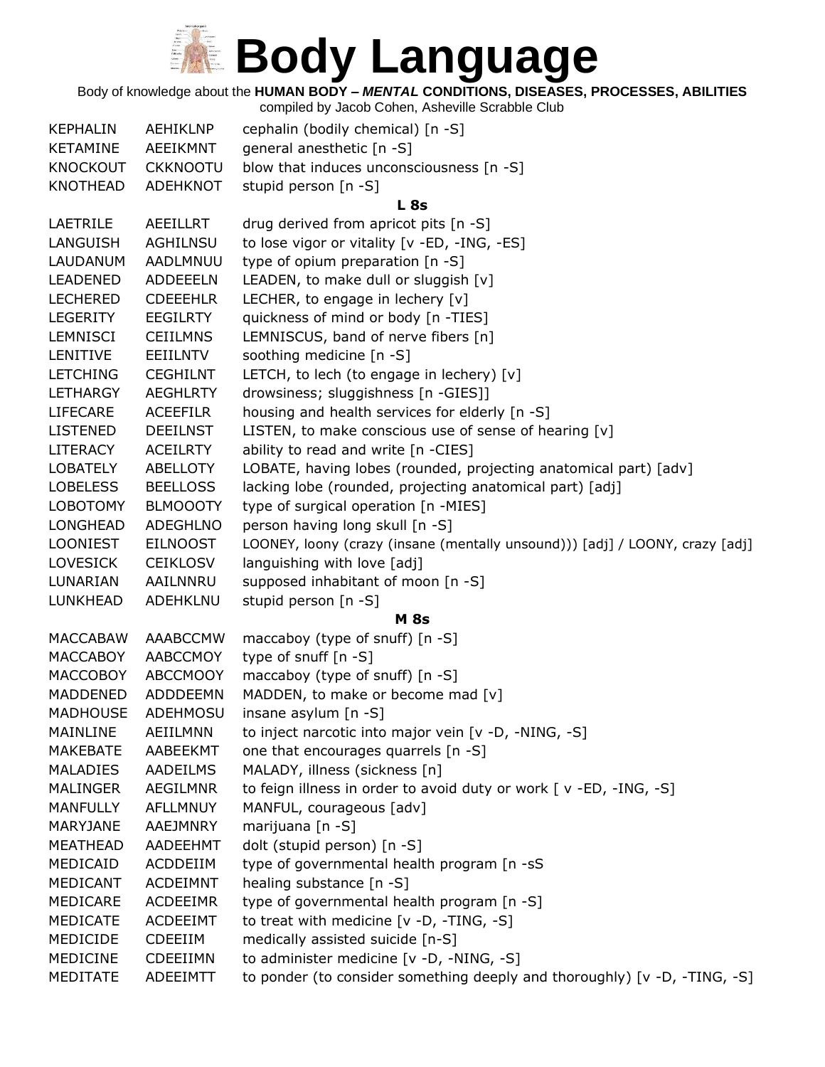# Body Language

Body of knowledge about the **HUMAN BODY – *MENTAL* CONDITIONS, DISEASES, PROCESSES, ABILITIES**

compiled by Jacob Cohen, Asheville Scrabble Club

| | | |
|---|---|---|
| KEPHALIN | AEHIKLNP | cephalin (bodily chemical) [n -S] |
| KETAMINE | AEEIKMNT | general anesthetic [n -S] |
| KNOCKOUT | CKKNOOTU | blow that induces unconsciousness [n -S] |
| KNOTHEAD | ADEHKNOT | stupid person [n -S] |
| | | **L 8s** |
| LAETRILE | AEEILLRT | drug derived from apricot pits [n -S] |
| LANGUISH | AGHILNSU | to lose vigor or vitality [v -ED, -ING, -ES] |
| LAUDANUM | AADLMNUU | type of opium preparation [n -S] |
| LEADENED | ADDEEELN | LEADEN, to make dull or sluggish [v] |
| LECHERED | CDEEEHLR | LECHER, to engage in lechery [v] |
| LEGERITY | EEGILRTY | quickness of mind or body [n -TIES] |
| LEMNISCI | CEIILMNS | LEMNISCUS, band of nerve fibers [n] |
| LENITIVE | EEIILNTV | soothing medicine [n -S] |
| LETCHING | CEGHILNT | LETCH, to lech (to engage in lechery) [v] |
| LETHARGY | AEGHLRTY | drowsiness; sluggishness [n -GIES]] |
| LIFECARE | ACEEFILR | housing and health services for elderly [n -S] |
| LISTENED | DEEILNST | LISTEN, to make conscious use of sense of hearing [v] |
| LITERACY | ACEILRTY | ability to read and write [n -CIES] |
| LOBATELY | ABELLOTY | LOBATE, having lobes (rounded, projecting anatomical part) [adv] |
| LOBELESS | BEELLOSS | lacking lobe (rounded, projecting anatomical part) [adj] |
| LOBOTOMY | BLMOOOTY | type of surgical operation [n -MIES] |
| LONGHEAD | ADEGHLNO | person having long skull [n -S] |
| LOONIEST | EILNOOST | LOONEY, loony (crazy (insane (mentally unsound))) [adj] / LOONY, crazy [adj] |
| LOVESICK | CEIKLOSV | languishing with love [adj] |
| LUNARIAN | AAILNNRU | supposed inhabitant of moon [n -S] |
| LUNKHEAD | ADEHKLNU | stupid person [n -S] |
| | | **M 8s** |
| MACCABAW | AAABCCMW | maccaboy (type of snuff) [n -S] |
| MACCABOY | AABCCMOY | type of snuff [n -S] |
| MACCOBOY | ABCCMOOY | maccaboy (type of snuff) [n -S] |
| MADDENED | ADDDEEMN | MADDEN, to make or become mad [v] |
| MADHOUSE | ADEHMOSU | insane asylum [n -S] |
| MAINLINE | AEIILMNN | to inject narcotic into major vein [v -D, -NING, -S] |
| MAKEBATE | AABEEKMT | one that encourages quarrels [n -S] |
| MALADIES | AADEILMS | MALADY, illness (sickness [n] |
| MALINGER | AEGILMNR | to feign illness in order to avoid duty or work [ v -ED, -ING, -S] |
| MANFULLY | AFLLMNUY | MANFUL, courageous [adv] |
| MARYJANE | AAEJMNRY | marijuana [n -S] |
| MEATHEAD | AADEEHMT | dolt (stupid person) [n -S] |
| MEDICAID | ACDDEIIM | type of governmental health program [n -sS |
| MEDICANT | ACDEIMNT | healing substance [n -S] |
| MEDICARE | ACDEEIMR | type of governmental health program [n -S] |
| MEDICATE | ACDEEIMT | to treat with medicine [v -D, -TING, -S] |
| MEDICIDE | CDEEIIM | medically assisted suicide [n-S] |
| MEDICINE | CDEEIIMN | to administer medicine [v -D, -NING, -S] |
| MEDITATE | ADEEIMTT | to ponder (to consider something deeply and thoroughly) [v -D, -TING, -S] |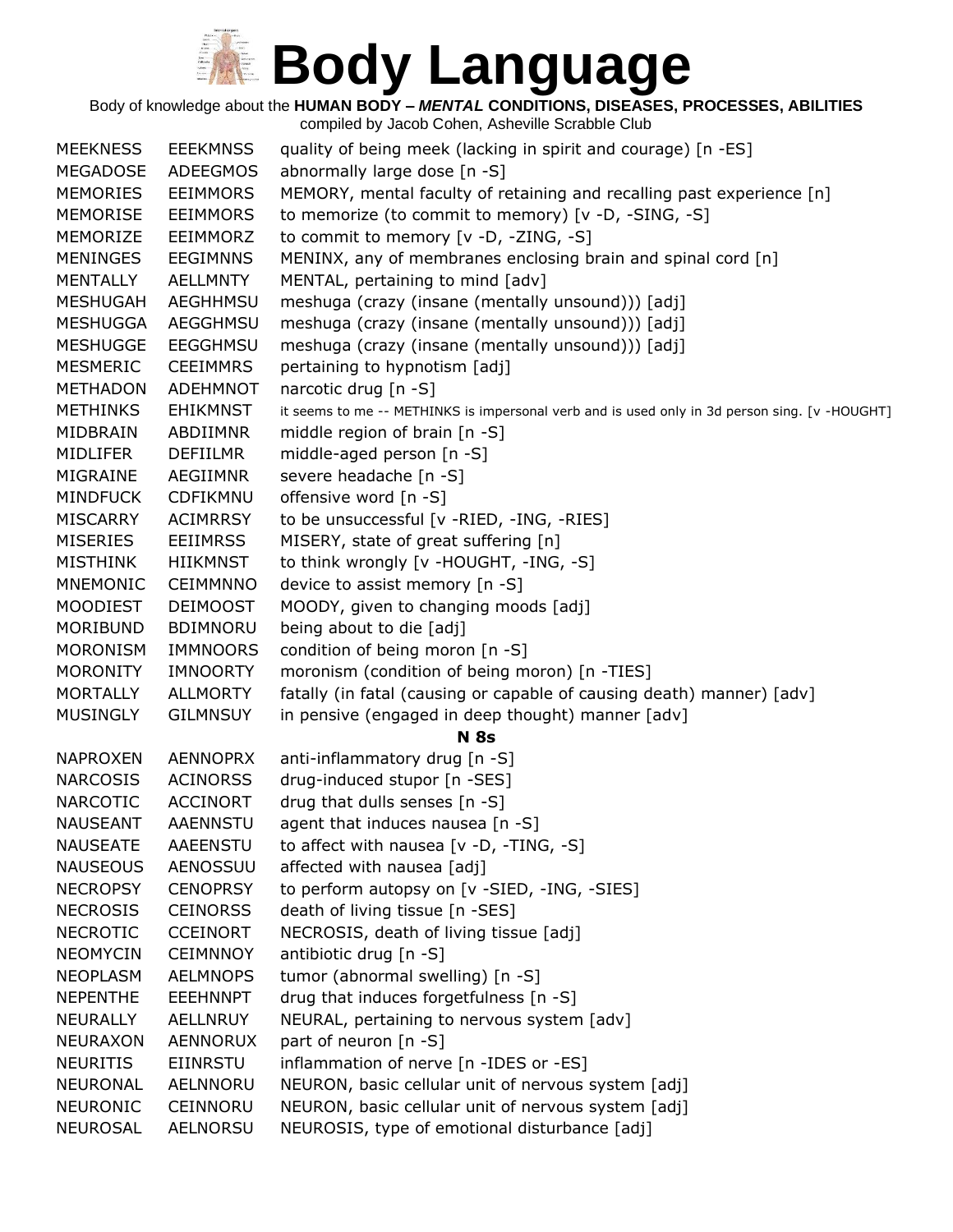# Body Language

Body of knowledge about the **HUMAN BODY – *MENTAL* CONDITIONS, DISEASES, PROCESSES, ABILITIES**

compiled by Jacob Cohen, Asheville Scrabble Club

| | | |
|---|---|---|
| MEEKNESS | EEEKMNSS | quality of being meek (lacking in spirit and courage) [n -ES] |
| MEGADOSE | ADEEGMOS | abnormally large dose [n -S] |
| MEMORIES | EEIMMORS | MEMORY, mental faculty of retaining and recalling past experience [n] |
| MEMORISE | EEIMMORS | to memorize (to commit to memory) [v -D, -SING, -S] |
| MEMORIZE | EEIMMORZ | to commit to memory [v -D, -ZING, -S] |
| MENINGES | EEGIMNNS | MENINX, any of membranes enclosing brain and spinal cord [n] |
| MENTALLY | AELLMNTY | MENTAL, pertaining to mind [adv] |
| MESHUGAH | AEGHHMSU | meshuga (crazy (insane (mentally unsound))) [adj] |
| MESHUGGA | AEGGHMSU | meshuga (crazy (insane (mentally unsound))) [adj] |
| MESHUGGE | EEGGHMSU | meshuga (crazy (insane (mentally unsound))) [adj] |
| MESMERIC | CEEIMMRS | pertaining to hypnotism [adj] |
| METHADON | ADEHMNOT | narcotic drug [n -S] |
| METHINKS | EHIKMNST | it seems to me -- METHINKS is impersonal verb and is used only in 3d person sing. [v -HOUGHT] |
| MIDBRAIN | ABDIIMNR | middle region of brain [n -S] |
| MIDLIFER | DEFIILMR | middle-aged person [n -S] |
| MIGRAINE | AEGIIMNR | severe headache [n -S] |
| MINDFUCK | CDFIKMNU | offensive word [n -S] |
| MISCARRY | ACIMRRSY | to be unsuccessful [v -RIED, -ING, -RIES] |
| MISERIES | EEIIMRSS | MISERY, state of great suffering [n] |
| MISTHINK | HIIKMNST | to think wrongly [v -HOUGHT, -ING, -S] |
| MNEMONIC | CEIMMNNO | device to assist memory [n -S] |
| MOODIEST | DEIMOOST | MOODY, given to changing moods [adj] |
| MORIBUND | BDIMNORU | being about to die [adj] |
| MORONISM | IMMNOORS | condition of being moron [n -S] |
| MORONITY | IMNOORTY | moronism (condition of being moron) [n -TIES] |
| MORTALLY | ALLMORTY | fatally (in fatal (causing or capable of causing death) manner) [adv] |
| MUSINGLY | GILMNSUY | in pensive (engaged in deep thought) manner [adv] |

**N 8s**

| | | |
|---|---|---|
| NAPROXEN | AENNOPRX | anti-inflammatory drug [n -S] |
| NARCOSIS | ACINORSS | drug-induced stupor [n -SES] |
| NARCOTIC | ACCINORT | drug that dulls senses [n -S] |
| NAUSEANT | AAENNSTU | agent that induces nausea [n -S] |
| NAUSEATE | AAEENSTU | to affect with nausea [v -D, -TING, -S] |
| NAUSEOUS | AENOSSUU | affected with nausea [adj] |
| NECROPSY | CENOPRSY | to perform autopsy on [v -SIED, -ING, -SIES] |
| NECROSIS | CEINORSS | death of living tissue [n -SES] |
| NECROTIC | CCEINORT | NECROSIS, death of living tissue [adj] |
| NEOMYCIN | CEIMNNOY | antibiotic drug [n -S] |
| NEOPLASM | AELMNOPS | tumor (abnormal swelling) [n -S] |
| NEPENTHE | EEEHNNPT | drug that induces forgetfulness [n -S] |
| NEURALLY | AELLNRUY | NEURAL, pertaining to nervous system [adv] |
| NEURAXON | AENNORUX | part of neuron [n -S] |
| NEURITIS | EIINRSTU | inflammation of nerve [n -IDES or -ES] |
| NEURONAL | AELNNORU | NEURON, basic cellular unit of nervous system [adj] |
| NEURONIC | CEINNORU | NEURON, basic cellular unit of nervous system [adj] |
| NEUROSAL | AELNORSU | NEUROSIS, type of emotional disturbance [adj] |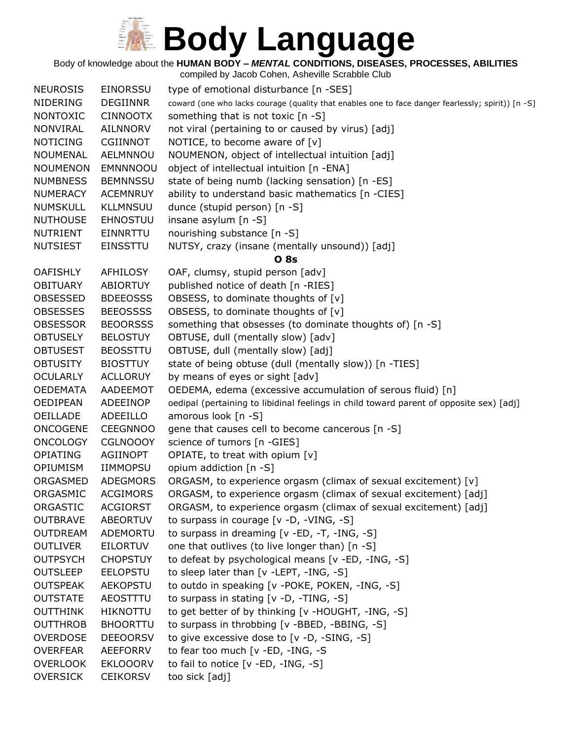# Body Language

Body of knowledge about the **HUMAN BODY – *MENTAL* CONDITIONS, DISEASES, PROCESSES, ABILITIES**

compiled by Jacob Cohen, Asheville Scrabble Club

| | | |
|---|---|---|
| NEUROSIS | EINORSSU | type of emotional disturbance [n -SES] |
| NIDERING | DEGIINNR | coward (one who lacks courage (quality that enables one to face danger fearlessly; spirit)) [n -S] |
| NONTOXIC | CINNOOTX | something that is not toxic [n -S] |
| NONVIRAL | AILNNORV | not viral (pertaining to or caused by virus) [adj] |
| NOTICING | CGIINNOT | NOTICE, to become aware of [v] |
| NOUMENAL | AELMNNOU | NOUMENON, object of intellectual intuition [adj] |
| NOUMENON | EMNNNOOU | object of intellectual intuition [n -ENA] |
| NUMBNESS | BEMNNSSU | state of being numb (lacking sensation) [n -ES] |
| NUMERACY | ACEMNRUY | ability to understand basic mathematics [n -CIES] |
| NUMSKULL | KLLMNSUU | dunce (stupid person) [n -S] |
| NUTHOUSE | EHNOSTUU | insane asylum [n -S] |
| NUTRIENT | EINNRTTU | nourishing substance [n -S] |
| NUTSIEST | EINSSTTU | NUTSY, crazy (insane (mentally unsound)) [adj] |
| | | **O 8s** |
| OAFISHLY | AFHILOSY | OAF, clumsy, stupid person [adv] |
| OBITUARY | ABIORTUY | published notice of death [n -RIES] |
| OBSESSED | BDEEOSSS | OBSESS, to dominate thoughts of [v] |
| OBSESSES | BEEOSSSS | OBSESS, to dominate thoughts of [v] |
| OBSESSOR | BEOORSSS | something that obsesses (to dominate thoughts of) [n -S] |
| OBTUSELY | BELOSTUY | OBTUSE, dull (mentally slow) [adv] |
| OBTUSEST | BEOSSTTU | OBTUSE, dull (mentally slow) [adj] |
| OBTUSITY | BIOSTTUY | state of being obtuse (dull (mentally slow)) [n -TIES] |
| OCULARLY | ACLLORUY | by means of eyes or sight [adv] |
| OEDEMATA | AADEEMOT | OEDEMA, edema (excessive accumulation of serous fluid) [n] |
| OEDIPEAN | ADEEINOP | oedipal (pertaining to libidinal feelings in child toward parent of opposite sex) [adj] |
| OEILLADE | ADEEILLO | amorous look [n -S] |
| ONCOGENE | CEEGNNOO | gene that causes cell to become cancerous [n -S] |
| ONCOLOGY | CGLNOOOY | science of tumors [n -GIES] |
| OPIATING | AGIINOPT | OPIATE, to treat with opium [v] |
| OPIUMISM | IIMMOPSU | opium addiction [n -S] |
| ORGASMED | ADEGMORS | ORGASM, to experience orgasm (climax of sexual excitement) [v] |
| ORGASMIC | ACGIMORS | ORGASM, to experience orgasm (climax of sexual excitement) [adj] |
| ORGASTIC | ACGIORST | ORGASM, to experience orgasm (climax of sexual excitement) [adj] |
| OUTBRAVE | ABEORTUV | to surpass in courage [v -D, -VING, -S] |
| OUTDREAM | ADEMORTU | to surpass in dreaming [v -ED, -T, -ING, -S] |
| OUTLIVER | EILORTUV | one that outlives (to live longer than) [n -S] |
| OUTPSYCH | CHOPSTUY | to defeat by psychological means [v -ED, -ING, -S] |
| OUTSLEEP | EELOPSTU | to sleep later than [v -LEPT, -ING, -S] |
| OUTSPEAK | AEKOPSTU | to outdo in speaking [v -POKE, POKEN, -ING, -S] |
| OUTSTATE | AEOSTTTU | to surpass in stating [v -D, -TING, -S] |
| OUTTHINK | HIKNOTTU | to get better of by thinking [v -HOUGHT, -ING, -S] |
| OUTTHROB | BHOORTTU | to surpass in throbbing [v -BBED, -BBING, -S] |
| OVERDOSE | DEEOORSV | to give excessive dose to [v -D, -SING, -S] |
| OVERFEAR | AEEFORRV | to fear too much [v -ED, -ING, -S |
| OVERLOOK | EKLOOORV | to fail to notice [v -ED, -ING, -S] |
| OVERSICK | CEIKORSV | too sick [adj] |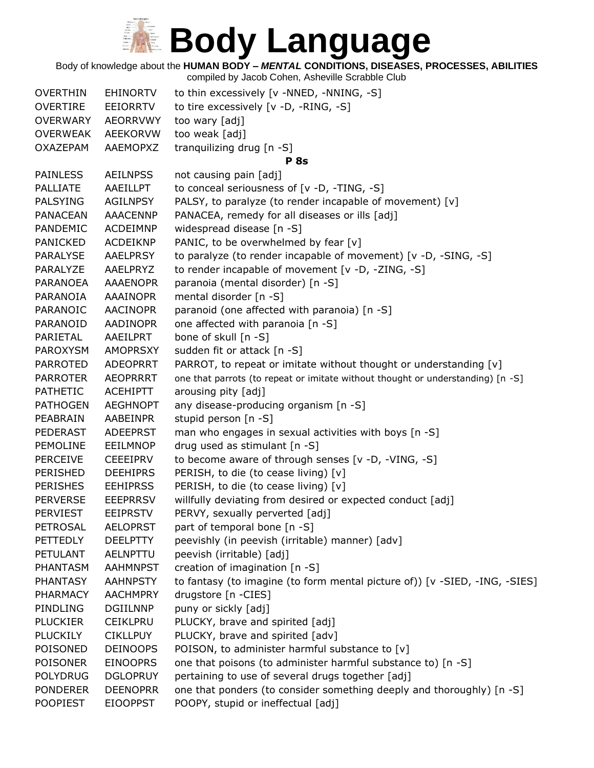# Body Language

Body of knowledge about the **HUMAN BODY – *MENTAL* CONDITIONS, DISEASES, PROCESSES, ABILITIES**

compiled by Jacob Cohen, Asheville Scrabble Club

| | | |
|---|---|---|
| OVERTHIN | EHINORTV | to thin excessively [v -NNED, -NNING, -S] |
| OVERTIRE | EEIORRTV | to tire excessively [v -D, -RING, -S] |
| OVERWARY | AEORRVWY | too wary [adj] |
| OVERWEAK | AEEKORVW | too weak [adj] |
| OXAZEPAM | AAEMOPXZ | tranquilizing drug [n -S] |

**P 8s**

| | | |
|---|---|---|
| PAINLESS | AEILNPSS | not causing pain [adj] |
| PALLIATE | AAEILLPT | to conceal seriousness of [v -D, -TING, -S] |
| PALSYING | AGILNPSY | PALSY, to paralyze (to render incapable of movement) [v] |
| PANACEAN | AAACENNP | PANACEA, remedy for all diseases or ills [adj] |
| PANDEMIC | ACDEIMNP | widespread disease [n -S] |
| PANICKED | ACDEIKNP | PANIC, to be overwhelmed by fear [v] |
| PARALYSE | AAELPRSY | to paralyze (to render incapable of movement) [v -D, -SING, -S] |
| PARALYZE | AAELPRYZ | to render incapable of movement [v -D, -ZING, -S] |
| PARANOEA | AAAENOPR | paranoia (mental disorder) [n -S] |
| PARANOIA | AAAINOPR | mental disorder [n -S] |
| PARANOIC | AACINOPR | paranoid (one affected with paranoia) [n -S] |
| PARANOID | AADINOPR | one affected with paranoia [n -S] |
| PARIETAL | AAEILPRT | bone of skull [n -S] |
| PAROXYSM | AMOPRSXY | sudden fit or attack [n -S] |
| PARROTED | ADEOPRRT | PARROT, to repeat or imitate without thought or understanding [v] |
| PARROTER | AEOPRRRT | one that parrots (to repeat or imitate without thought or understanding) [n -S] |
| PATHETIC | ACEHIPTT | arousing pity [adj] |
| PATHOGEN | AEGHNOPT | any disease-producing organism [n -S] |
| PEABRAIN | AABEINPR | stupid person [n -S] |
| PEDERAST | ADEEPRST | man who engages in sexual activities with boys [n -S] |
| PEMOLINE | EEILMNOP | drug used as stimulant [n -S] |
| PERCEIVE | CEEEIPRV | to become aware of through senses [v -D, -VING, -S] |
| PERISHED | DEEHIPRS | PERISH, to die (to cease living) [v] |
| PERISHES | EEHIPRSS | PERISH, to die (to cease living) [v] |
| PERVERSE | EEEPRRSV | willfully deviating from desired or expected conduct [adj] |
| PERVIEST | EEIPRSTV | PERVY, sexually perverted [adj] |
| PETROSAL | AELOPRST | part of temporal bone [n -S] |
| PETTEDLY | DEELPTTY | peevishly (in peevish (irritable) manner) [adv] |
| PETULANT | AELNPTTU | peevish (irritable) [adj] |
| PHANTASM | AAHMNPST | creation of imagination [n -S] |
| PHANTASY | AAHNPSTY | to fantasy (to imagine (to form mental picture of)) [v -SIED, -ING, -SIES] |
| PHARMACY | AACHMPRY | drugstore [n -CIES] |
| PINDLING | DGIILNNP | puny or sickly [adj] |
| PLUCKIER | CEIKLPRU | PLUCKY, brave and spirited [adj] |
| PLUCKILY | CIKLLPUY | PLUCKY, brave and spirited [adv] |
| POISONED | DEINOOPS | POISON, to administer harmful substance to [v] |
| POISONER | EINOOPRS | one that poisons (to administer harmful substance to) [n -S] |
| POLYDRUG | DGLOPRUY | pertaining to use of several drugs together [adj] |
| PONDERER | DEENOPRR | one that ponders (to consider something deeply and thoroughly) [n -S] |
| POOPIEST | EIOOPPST | POOPY, stupid or ineffectual [adj] |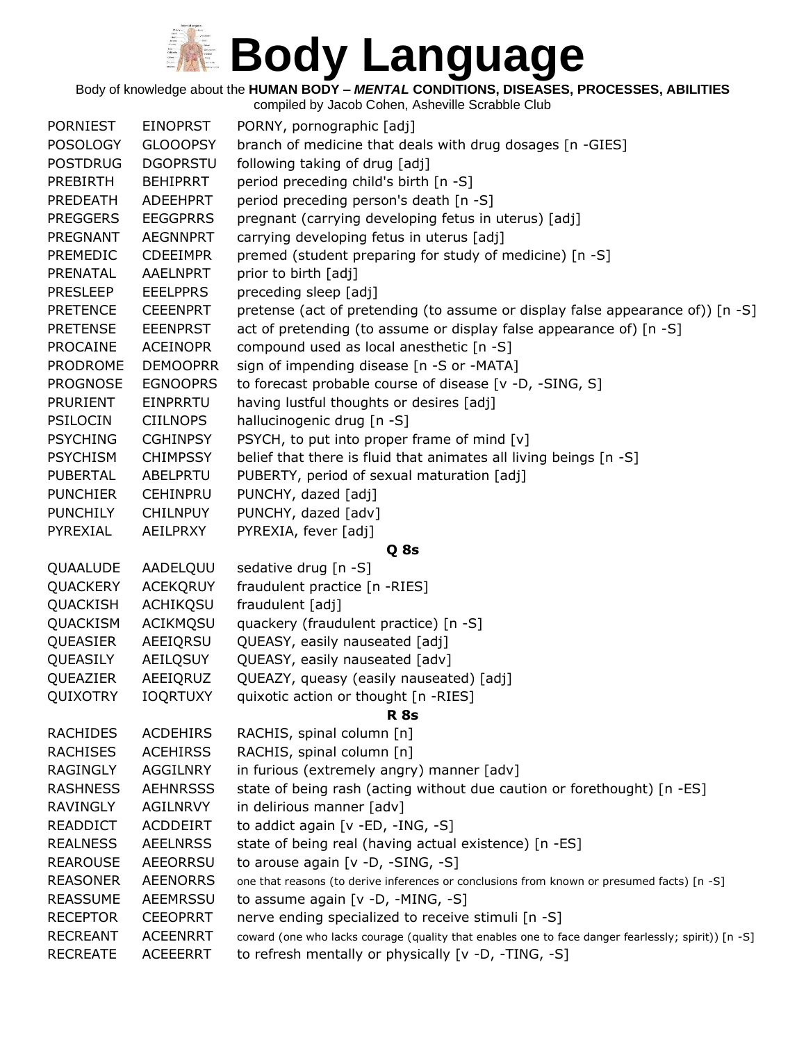# Body Language

Body of knowledge about the **HUMAN BODY – *MENTAL* CONDITIONS, DISEASES, PROCESSES, ABILITIES**

compiled by Jacob Cohen, Asheville Scrabble Club

| | | |
|---|---|---|
| PORNIEST | EINOPRST | PORNY, pornographic [adj] |
| POSOLOGY | GLOOOPSY | branch of medicine that deals with drug dosages [n -GIES] |
| POSTDRUG | DGOPRSTU | following taking of drug [adj] |
| PREBIRTH | BEHIPRRT | period preceding child's birth [n -S] |
| PREDEATH | ADEEHPRT | period preceding person's death [n -S] |
| PREGGERS | EEGGPRRS | pregnant (carrying developing fetus in uterus) [adj] |
| PREGNANT | AEGNNPRT | carrying developing fetus in uterus [adj] |
| PREMEDIC | CDEEIMPR | premed (student preparing for study of medicine) [n -S] |
| PRENATAL | AAELNPRT | prior to birth [adj] |
| PRESLEEP | EEELPPRS | preceding sleep [adj] |
| PRETENCE | CEEENPRT | pretense (act of pretending (to assume or display false appearance of)) [n -S] |
| PRETENSE | EEENPRST | act of pretending (to assume or display false appearance of) [n -S] |
| PROCAINE | ACEINOPR | compound used as local anesthetic [n -S] |
| PRODROME | DEMOOPRR | sign of impending disease [n -S or -MATA] |
| PROGNOSE | EGNOOPRS | to forecast probable course of disease [v -D, -SING, S] |
| PRURIENT | EINPRRTU | having lustful thoughts or desires [adj] |
| PSILOCIN | CIILNOPS | hallucinogenic drug [n -S] |
| PSYCHING | CGHINPSY | PSYCH, to put into proper frame of mind [v] |
| PSYCHISM | CHIMPSSY | belief that there is fluid that animates all living beings [n -S] |
| PUBERTAL | ABELPRTU | PUBERTY, period of sexual maturation [adj] |
| PUNCHIER | CEHINPRU | PUNCHY, dazed [adj] |
| PUNCHILY | CHILNPUY | PUNCHY, dazed [adv] |
| PYREXIAL | AEILPRXY | PYREXIA, fever [adj] |

**Q 8s**

| | | |
|---|---|---|
| QUAALUDE | AADELQUU | sedative drug [n -S] |
| QUACKERY | ACEKQRUY | fraudulent practice [n -RIES] |
| QUACKISH | ACHIKQSU | fraudulent [adj] |
| QUACKISM | ACIKMQSU | quackery (fraudulent practice) [n -S] |
| QUEASIER | AEEIQRSU | QUEASY, easily nauseated [adj] |
| QUEASILY | AEILQSUY | QUEASY, easily nauseated [adv] |
| QUEAZIER | AEEIQRUZ | QUEAZY, queasy (easily nauseated) [adj] |
| QUIXOTRY | IOQRTUXY | quixotic action or thought [n -RIES] |

**R 8s**

| | | |
|---|---|---|
| RACHIDES | ACDEHIRS | RACHIS, spinal column [n] |
| RACHISES | ACEHIRSS | RACHIS, spinal column [n] |
| RAGINGLY | AGGILNRY | in furious (extremely angry) manner [adv] |
| RASHNESS | AEHNRSSS | state of being rash (acting without due caution or forethought) [n -ES] |
| RAVINGLY | AGILNRVY | in delirious manner [adv] |
| READDICT | ACDDEIRT | to addict again [v -ED, -ING, -S] |
| REALNESS | AEELNRSS | state of being real (having actual existence) [n -ES] |
| REAROUSE | AEEORRSU | to arouse again [v -D, -SING, -S] |
| REASONER | AEENORRS | one that reasons (to derive inferences or conclusions from known or presumed facts) [n -S] |
| REASSUME | AEEMRSSU | to assume again [v -D, -MING, -S] |
| RECEPTOR | CEEOPRRT | nerve ending specialized to receive stimuli [n -S] |
| RECREANT | ACEENRRT | coward (one who lacks courage (quality that enables one to face danger fearlessly; spirit)) [n -S] |
| RECREATE | ACEEERRT | to refresh mentally or physically [v -D, -TING, -S] |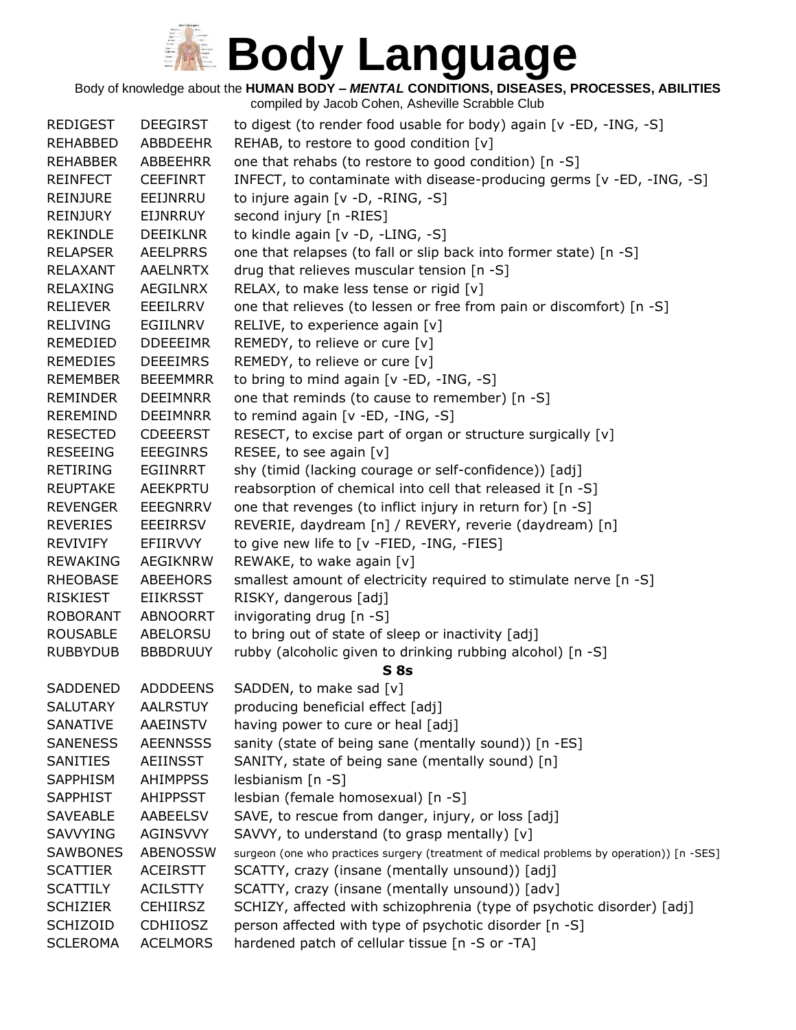# Body Language

Body of knowledge about the **HUMAN BODY – *MENTAL* CONDITIONS, DISEASES, PROCESSES, ABILITIES**

compiled by Jacob Cohen, Asheville Scrabble Club

| | | |
|---|---|---|
| REDIGEST | DEEGIRST | to digest (to render food usable for body) again [v -ED, -ING, -S] |
| REHABBED | ABBDEEHR | REHAB, to restore to good condition [v] |
| REHABBER | ABBEEHRR | one that rehabs (to restore to good condition) [n -S] |
| REINFECT | CEEFINRT | INFECT, to contaminate with disease-producing germs [v -ED, -ING, -S] |
| REINJURE | EEIJNRRU | to injure again [v -D, -RING, -S] |
| REINJURY | EIJNRRUY | second injury [n -RIES] |
| REKINDLE | DEEIKLNR | to kindle again [v -D, -LING, -S] |
| RELAPSER | AEELPRRS | one that relapses (to fall or slip back into former state) [n -S] |
| RELAXANT | AAELNRTX | drug that relieves muscular tension [n -S] |
| RELAXING | AEGILNRX | RELAX, to make less tense or rigid [v] |
| RELIEVER | EEEILRRV | one that relieves (to lessen or free from pain or discomfort) [n -S] |
| RELIVING | EGIILNRV | RELIVE, to experience again [v] |
| REMEDIED | DDEEEIMR | REMEDY, to relieve or cure [v] |
| REMEDIES | DEEEIMRS | REMEDY, to relieve or cure [v] |
| REMEMBER | BEEEMMRR | to bring to mind again [v -ED, -ING, -S] |
| REMINDER | DEEIMNRR | one that reminds (to cause to remember) [n -S] |
| REREMIND | DEEIMNRR | to remind again [v -ED, -ING, -S] |
| RESECTED | CDEEERST | RESECT, to excise part of organ or structure surgically [v] |
| RESEEING | EEEGINRS | RESEE, to see again [v] |
| RETIRING | EGIINRRT | shy (timid (lacking courage or self-confidence)) [adj] |
| REUPTAKE | AEEKPRTU | reabsorption of chemical into cell that released it [n -S] |
| REVENGER | EEEGNRRV | one that revenges (to inflict injury in return for) [n -S] |
| REVERIES | EEEIRRSV | REVERIE, daydream [n] / REVERY, reverie (daydream) [n] |
| REVIVIFY | EFIIRVVY | to give new life to [v -FIED, -ING, -FIES] |
| REWAKING | AEGIKNRW | REWAKE, to wake again [v] |
| RHEOBASE | ABEEHORS | smallest amount of electricity required to stimulate nerve [n -S] |
| RISKIEST | EIIKRSST | RISKY, dangerous [adj] |
| ROBORANT | ABNOORRT | invigorating drug [n -S] |
| ROUSABLE | ABELORSU | to bring out of state of sleep or inactivity [adj] |
| RUBBYDUB | BBBDRUUY | rubby (alcoholic given to drinking rubbing alcohol) [n -S] |
| | | **S 8s** |
| SADDENED | ADDDEENS | SADDEN, to make sad [v] |
| SALUTARY | AALRSTUY | producing beneficial effect [adj] |
| SANATIVE | AAEINSTV | having power to cure or heal [adj] |
| SANENESS | AEENNSSS | sanity (state of being sane (mentally sound)) [n -ES] |
| SANITIES | AEIINSST | SANITY, state of being sane (mentally sound) [n] |
| SAPPHISM | AHIMPPSS | lesbianism [n -S] |
| SAPPHIST | AHIPPSST | lesbian (female homosexual) [n -S] |
| SAVEABLE | AABEELSV | SAVE, to rescue from danger, injury, or loss [adj] |
| SAVVYING | AGINSVVY | SAVVY, to understand (to grasp mentally) [v] |
| SAWBONES | ABENOSSW | surgeon (one who practices surgery (treatment of medical problems by operation)) [n -SES] |
| SCATTIER | ACEIRSTT | SCATTY, crazy (insane (mentally unsound)) [adj] |
| SCATTILY | ACILSTTY | SCATTY, crazy (insane (mentally unsound)) [adv] |
| SCHIZIER | CEHIIRSZ | SCHIZY, affected with schizophrenia (type of psychotic disorder) [adj] |
| SCHIZOID | CDHIIOSZ | person affected with type of psychotic disorder [n -S] |
| SCLEROMA | ACELMORS | hardened patch of cellular tissue [n -S or -TA] |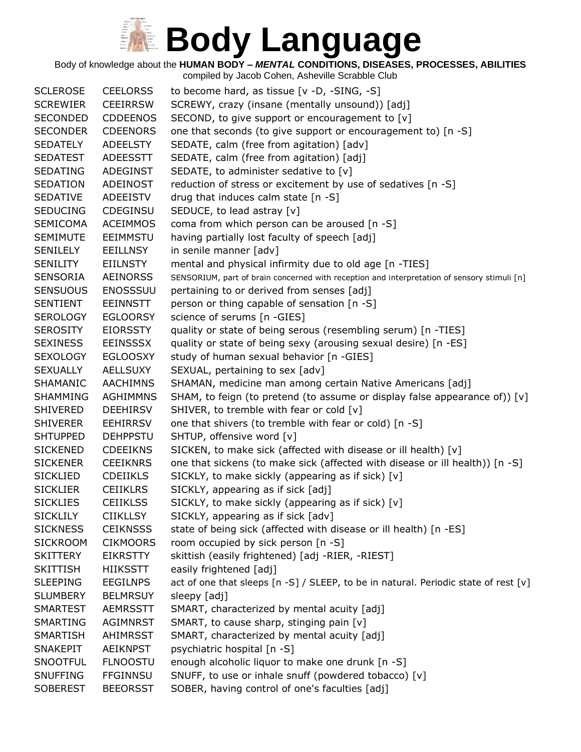# Body Language

Body of knowledge about the **HUMAN BODY – *MENTAL* CONDITIONS, DISEASES, PROCESSES, ABILITIES**

compiled by Jacob Cohen, Asheville Scrabble Club

| | | |
|---|---|---|
| SCLEROSE | CEELORSS | to become hard, as tissue [v -D, -SING, -S] |
| SCREWIER | CEEIRRSW | SCREWY, crazy (insane (mentally unsound)) [adj] |
| SECONDED | CDDEENOS | SECOND, to give support or encouragement to [v] |
| SECONDER | CDEENORS | one that seconds (to give support or encouragement to) [n -S] |
| SEDATELY | ADEELSTY | SEDATE, calm (free from agitation) [adv] |
| SEDATEST | ADEESSTT | SEDATE, calm (free from agitation) [adj] |
| SEDATING | ADEGINST | SEDATE, to administer sedative to [v] |
| SEDATION | ADEINOST | reduction of stress or excitement by use of sedatives [n -S] |
| SEDATIVE | ADEEISTV | drug that induces calm state [n -S] |
| SEDUCING | CDEGINSU | SEDUCE, to lead astray [v] |
| SEMICOMA | ACEIMMOS | coma from which person can be aroused [n -S] |
| SEMIMUTE | EEIMMSTU | having partially lost faculty of speech [adj] |
| SENILELY | EEILLNSY | in senile manner [adv] |
| SENILITY | EIILNSTY | mental and physical infirmity due to old age [n -TIES] |
| SENSORIA | AEINORSS | SENSORIUM, part of brain concerned with reception and interpretation of sensory stimuli [n] |
| SENSUOUS | ENOSSSUU | pertaining to or derived from senses [adj] |
| SENTIENT | EEINNSTT | person or thing capable of sensation [n -S] |
| SEROLOGY | EGLOORSY | science of serums [n -GIES] |
| SEROSITY | EIORSSTY | quality or state of being serous (resembling serum) [n -TIES] |
| SEXINESS | EEINSSSX | quality or state of being sexy (arousing sexual desire) [n -ES] |
| SEXOLOGY | EGLOOSXY | study of human sexual behavior [n -GIES] |
| SEXUALLY | AELLSUXY | SEXUAL, pertaining to sex [adv] |
| SHAMANIC | AACHIMNS | SHAMAN, medicine man among certain Native Americans [adj] |
| SHAMMING | AGHIMMNS | SHAM, to feign (to pretend (to assume or display false appearance of)) [v] |
| SHIVERED | DEEHIRSV | SHIVER, to tremble with fear or cold [v] |
| SHIVERER | EEHIRRSV | one that shivers (to tremble with fear or cold) [n -S] |
| SHTUPPED | DEHPPSTU | SHTUP, offensive word [v] |
| SICKENED | CDEEIKNS | SICKEN, to make sick (affected with disease or ill health) [v] |
| SICKENER | CEEIKNRS | one that sickens (to make sick (affected with disease or ill health)) [n -S] |
| SICKLIED | CDEIIKLS | SICKLY, to make sickly (appearing as if sick) [v] |
| SICKLIER | CEIIKLRS | SICKLY, appearing as if sick [adj] |
| SICKLIES | CEIIKLSS | SICKLY, to make sickly (appearing as if sick) [v] |
| SICKLILY | CIIKLLSY | SICKLY, appearing as if sick [adv] |
| SICKNESS | CEIKNSSS | state of being sick (affected with disease or ill health) [n -ES] |
| SICKROOM | CIKMOORS | room occupied by sick person [n -S] |
| SKITTERY | EIKRSTTY | skittish (easily frightened) [adj -RIER, -RIEST] |
| SKITTISH | HIIKSSTT | easily frightened [adj] |
| SLEEPING | EEGILNPS | act of one that sleeps [n -S] / SLEEP, to be in natural. Periodic state of rest [v] |
| SLUMBERY | BELMRSUY | sleepy [adj] |
| SMARTEST | AEMRSSTT | SMART, characterized by mental acuity [adj] |
| SMARTING | AGIMNRST | SMART, to cause sharp, stinging pain [v] |
| SMARTISH | AHIMRSST | SMART, characterized by mental acuity [adj] |
| SNAKEPIT | AEIKNPST | psychiatric hospital [n -S] |
| SNOOTFUL | FLNOOSTU | enough alcoholic liquor to make one drunk [n -S] |
| SNUFFING | FFGINNSU | SNUFF, to use or inhale snuff (powdered tobacco) [v] |
| SOBEREST | BEEORSST | SOBER, having control of one's faculties [adj] |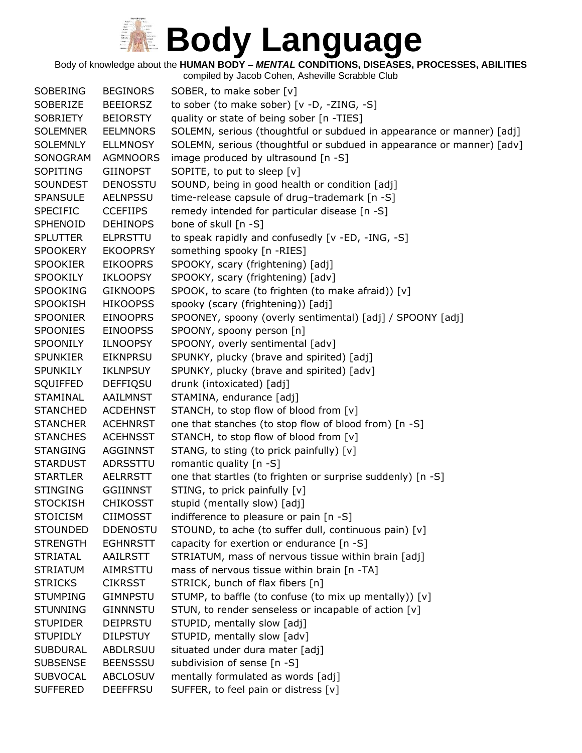# Body Language

Body of knowledge about the **HUMAN BODY – *MENTAL* CONDITIONS, DISEASES, PROCESSES, ABILITIES**

compiled by Jacob Cohen, Asheville Scrabble Club

| | | |
|---|---|---|
| SOBERING | BEGINORS | SOBER, to make sober [v] |
| SOBERIZE | BEEIORSZ | to sober (to make sober) [v -D, -ZING, -S] |
| SOBRIETY | BEIORSTY | quality or state of being sober [n -TIES] |
| SOLEMNER | EELMNORS | SOLEMN, serious (thoughtful or subdued in appearance or manner) [adj] |
| SOLEMNLY | ELLMNOSY | SOLEMN, serious (thoughtful or subdued in appearance or manner) [adv] |
| SONOGRAM | AGMNOORS | image produced by ultrasound [n -S] |
| SOPITING | GIINOPST | SOPITE, to put to sleep [v] |
| SOUNDEST | DENOSSTU | SOUND, being in good health or condition [adj] |
| SPANSULE | AELNPSSU | time-release capsule of drug–trademark [n -S] |
| SPECIFIC | CCEFIIPS | remedy intended for particular disease [n -S] |
| SPHENOID | DEHINOPS | bone of skull [n -S] |
| SPLUTTER | ELPRSTTU | to speak rapidly and confusedly [v -ED, -ING, -S] |
| SPOOKERY | EKOOPRSY | something spooky [n -RIES] |
| SPOOKIER | EIKOOPRS | SPOOKY, scary (frightening) [adj] |
| SPOOKILY | IKLOOPSY | SPOOKY, scary (frightening) [adv] |
| SPOOKING | GIKNOOPS | SPOOK, to scare (to frighten (to make afraid)) [v] |
| SPOOKISH | HIKOOPSS | spooky (scary (frightening)) [adj] |
| SPOONIER | EINOOPRS | SPOONEY, spoony (overly sentimental) [adj] / SPOONY [adj] |
| SPOONIES | EINOOPSS | SPOONY, spoony person [n] |
| SPOONILY | ILNOOPSY | SPOONY, overly sentimental [adv] |
| SPUNKIER | EIKNPRSU | SPUNKY, plucky (brave and spirited) [adj] |
| SPUNKILY | IKLNPSUY | SPUNKY, plucky (brave and spirited) [adv] |
| SQUIFFED | DEFFIQSU | drunk (intoxicated) [adj] |
| STAMINAL | AAILMNST | STAMINA, endurance [adj] |
| STANCHED | ACDEHNST | STANCH, to stop flow of blood from [v] |
| STANCHER | ACEHNRST | one that stanches (to stop flow of blood from) [n -S] |
| STANCHES | ACEHNSST | STANCH, to stop flow of blood from [v] |
| STANGING | AGGINNST | STANG, to sting (to prick painfully) [v] |
| STARDUST | ADRSSTTU | romantic quality [n -S] |
| STARTLER | AELRRSTT | one that startles (to frighten or surprise suddenly) [n -S] |
| STINGING | GGIINNST | STING, to prick painfully [v] |
| STOCKISH | CHIKOSST | stupid (mentally slow) [adj] |
| STOICISM | CIIMOSST | indifference to pleasure or pain [n -S] |
| STOUNDED | DDENOSTU | STOUND, to ache (to suffer dull, continuous pain) [v] |
| STRENGTH | EGHNRSTT | capacity for exertion or endurance [n -S] |
| STRIATAL | AAILRSTT | STRIATUM, mass of nervous tissue within brain [adj] |
| STRIATUM | AIMRSTTU | mass of nervous tissue within brain [n -TA] |
| STRICKS | CIKRSST | STRICK, bunch of flax fibers [n] |
| STUMPING | GIMNPSTU | STUMP, to baffle (to confuse (to mix up mentally)) [v] |
| STUNNING | GINNNSTU | STUN, to render senseless or incapable of action [v] |
| STUPIDER | DEIPRSTU | STUPID, mentally slow [adj] |
| STUPIDLY | DILPSTUY | STUPID, mentally slow [adv] |
| SUBDURAL | ABDLRSUU | situated under dura mater [adj] |
| SUBSENSE | BEENSSSU | subdivision of sense [n -S] |
| SUBVOCAL | ABCLOSUV | mentally formulated as words [adj] |
| SUFFERED | DEEFFRSU | SUFFER, to feel pain or distress [v] |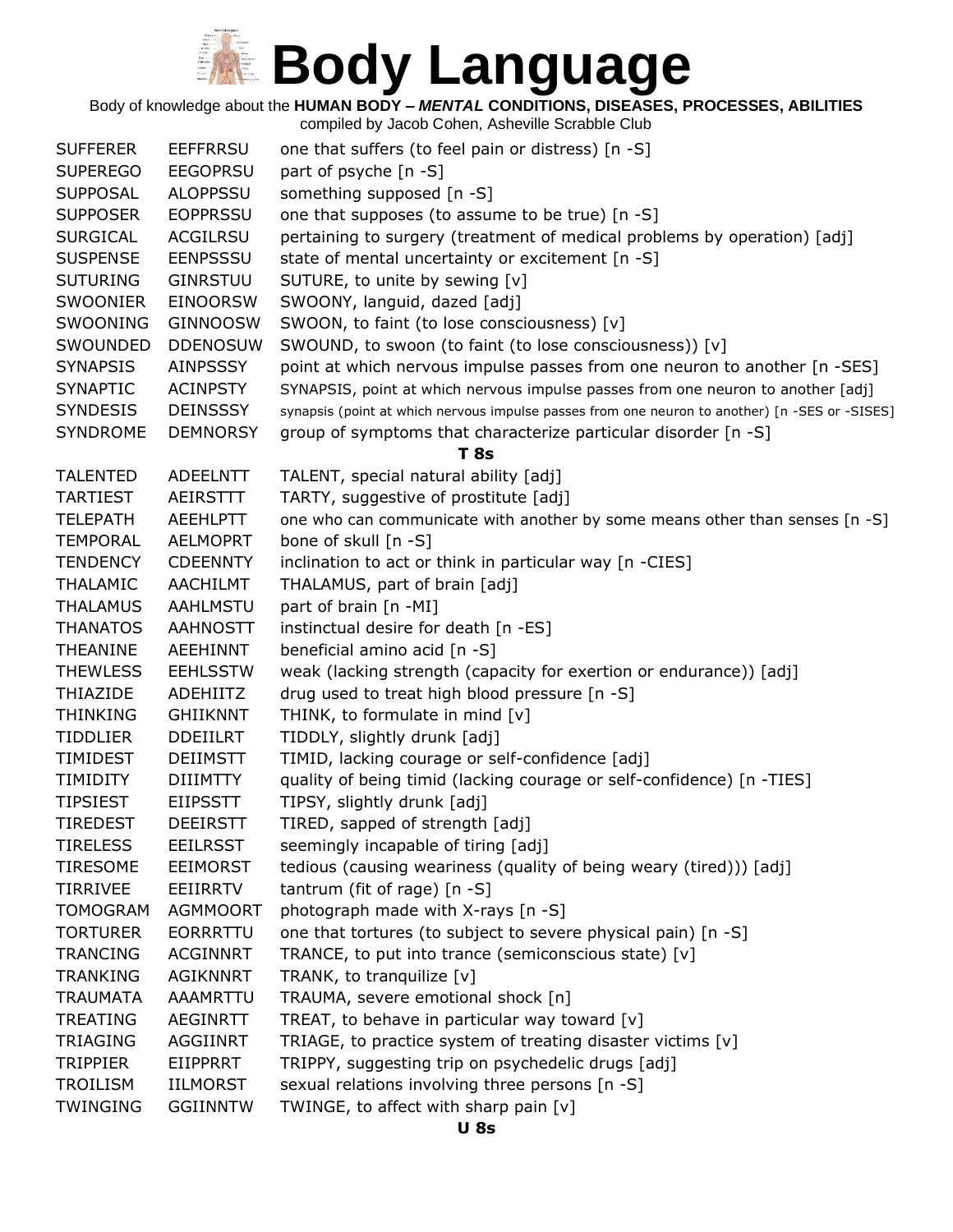# Body Language

Body of knowledge about the **HUMAN BODY – *MENTAL* CONDITIONS, DISEASES, PROCESSES, ABILITIES**

compiled by Jacob Cohen, Asheville Scrabble Club

| | | |
|---|---|---|
| SUFFERER | EEFFRRSU | one that suffers (to feel pain or distress) [n -S] |
| SUPEREGO | EEGOPRSU | part of psyche [n -S] |
| SUPPOSAL | ALOPPSSU | something supposed [n -S] |
| SUPPOSER | EOPPRSSU | one that supposes (to assume to be true) [n -S] |
| SURGICAL | ACGILRSU | pertaining to surgery (treatment of medical problems by operation) [adj] |
| SUSPENSE | EENPSSSU | state of mental uncertainty or excitement [n -S] |
| SUTURING | GINRSTUU | SUTURE, to unite by sewing [v] |
| SWOONIER | EINOORSW | SWOONY, languid, dazed [adj] |
| SWOONING | GINNOOSW | SWOON, to faint (to lose consciousness) [v] |
| SWOUNDED | DDENOSUW | SWOUND, to swoon (to faint (to lose consciousness)) [v] |
| SYNAPSIS | AINPSSSY | point at which nervous impulse passes from one neuron to another [n -SES] |
| SYNAPTIC | ACINPSTY | SYNAPSIS, point at which nervous impulse passes from one neuron to another [adj] |
| SYNDESIS | DEINSSSY | synapsis (point at which nervous impulse passes from one neuron to another) [n -SES or -SISES] |
| SYNDROME | DEMNORSY | group of symptoms that characterize particular disorder [n -S] |

**T 8s**

| | | |
|---|---|---|
| TALENTED | ADEELNTT | TALENT, special natural ability [adj] |
| TARTIEST | AEIRSTTT | TARTY, suggestive of prostitute [adj] |
| TELEPATH | AEEHLPTT | one who can communicate with another by some means other than senses [n -S] |
| TEMPORAL | AELMOPRT | bone of skull [n -S] |
| TENDENCY | CDEENNTY | inclination to act or think in particular way [n -CIES] |
| THALAMIC | AACHILMT | THALAMUS, part of brain [adj] |
| THALAMUS | AAHLMSTU | part of brain [n -MI] |
| THANATOS | AAHNOSTT | instinctual desire for death [n -ES] |
| THEANINE | AEEHINNT | beneficial amino acid [n -S] |
| THEWLESS | EEHLSSTW | weak (lacking strength (capacity for exertion or endurance)) [adj] |
| THIAZIDE | ADEHIITZ | drug used to treat high blood pressure [n -S] |
| THINKING | GHIIKNNT | THINK, to formulate in mind [v] |
| TIDDLIER | DDEIILRT | TIDDLY, slightly drunk [adj] |
| TIMIDEST | DEIIMSTT | TIMID, lacking courage or self-confidence [adj] |
| TIMIDITY | DIIIMTTY | quality of being timid (lacking courage or self-confidence) [n -TIES] |
| TIPSIEST | EIIPSSTT | TIPSY, slightly drunk [adj] |
| TIREDEST | DEEIRSTT | TIRED, sapped of strength [adj] |
| TIRELESS | EEILRSST | seemingly incapable of tiring [adj] |
| TIRESOME | EEIMORST | tedious (causing weariness (quality of being weary (tired))) [adj] |
| TIRRIVEE | EEIIRRTV | tantrum (fit of rage) [n -S] |
| TOMOGRAM | AGMMOORT | photograph made with X-rays [n -S] |
| TORTURER | EORRRTTU | one that tortures (to subject to severe physical pain) [n -S] |
| TRANCING | ACGINNRT | TRANCE, to put into trance (semiconscious state) [v] |
| TRANKING | AGIKNNRT | TRANK, to tranquilize [v] |
| TRAUMATA | AAAMRTTU | TRAUMA, severe emotional shock [n] |
| TREATING | AEGINRTT | TREAT, to behave in particular way toward [v] |
| TRIAGING | AGGIINRT | TRIAGE, to practice system of treating disaster victims [v] |
| TRIPPIER | EIIPPRRT | TRIPPY, suggesting trip on psychedelic drugs [adj] |
| TROILISM | IILMORST | sexual relations involving three persons [n -S] |
| TWINGING | GGIINNTW | TWINGE, to affect with sharp pain [v] |

**U 8s**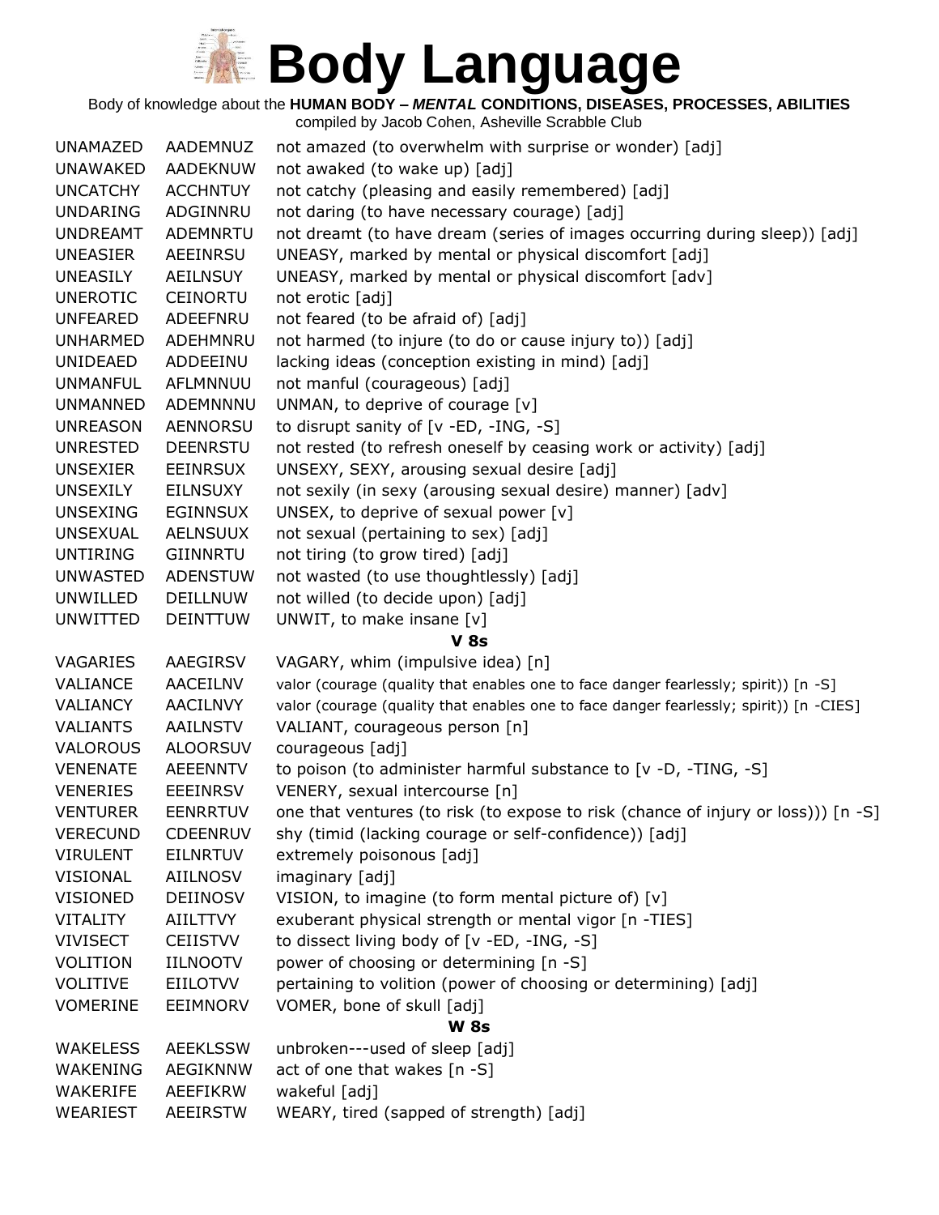# Body Language

Body of knowledge about the **HUMAN BODY –** ***MENTAL*** **CONDITIONS, DISEASES, PROCESSES, ABILITIES**

compiled by Jacob Cohen, Asheville Scrabble Club

| | | |
|---|---|---|
| UNAMAZED | AADEMNUZ | not amazed (to overwhelm with surprise or wonder) [adj] |
| UNAWAKED | AADEKNUW | not awaked (to wake up) [adj] |
| UNCATCHY | ACCHNTUY | not catchy (pleasing and easily remembered) [adj] |
| UNDARING | ADGINNRU | not daring (to have necessary courage) [adj] |
| UNDREAMT | ADEMNRTU | not dreamt (to have dream (series of images occurring during sleep)) [adj] |
| UNEASIER | AEEINRSU | UNEASY, marked by mental or physical discomfort [adj] |
| UNEASILY | AEILNSUY | UNEASY, marked by mental or physical discomfort [adv] |
| UNEROTIC | CEINORTU | not erotic [adj] |
| UNFEARED | ADEEFNRU | not feared (to be afraid of) [adj] |
| UNHARMED | ADEHMNRU | not harmed (to injure (to do or cause injury to)) [adj] |
| UNIDEAED | ADDEEINU | lacking ideas (conception existing in mind) [adj] |
| UNMANFUL | AFLMNNUU | not manful (courageous) [adj] |
| UNMANNED | ADEMNNNU | UNMAN, to deprive of courage [v] |
| UNREASON | AENNORSU | to disrupt sanity of [v -ED, -ING, -S] |
| UNRESTED | DEENRSTU | not rested (to refresh oneself by ceasing work or activity) [adj] |
| UNSEXIER | EEINRSUX | UNSEXY, SEXY, arousing sexual desire [adj] |
| UNSEXILY | EILNSUXY | not sexily (in sexy (arousing sexual desire) manner) [adv] |
| UNSEXING | EGINNSUX | UNSEX, to deprive of sexual power [v] |
| UNSEXUAL | AELNSUUX | not sexual (pertaining to sex) [adj] |
| UNTIRING | GIINNRTU | not tiring (to grow tired) [adj] |
| UNWASTED | ADENSTUW | not wasted (to use thoughtlessly) [adj] |
| UNWILLED | DEILLNUW | not willed (to decide upon) [adj] |
| UNWITTED | DEINTTUW | UNWIT, to make insane [v] |

**V 8s**

| | | |
|---|---|---|
| VAGARIES | AAEGIRSV | VAGARY, whim (impulsive idea) [n] |
| VALIANCE | AACEILNV | valor (courage (quality that enables one to face danger fearlessly; spirit)) [n -S] |
| VALIANCY | AACILNVY | valor (courage (quality that enables one to face danger fearlessly; spirit)) [n -CIES] |
| VALIANTS | AAILNSTV | VALIANT, courageous person [n] |
| VALOROUS | ALOORSUV | courageous [adj] |
| VENENATE | AEEENNTV | to poison (to administer harmful substance to [v -D, -TING, -S] |
| VENERIES | EEEINRSV | VENERY, sexual intercourse [n] |
| VENTURER | EENRRTUV | one that ventures (to risk (to expose to risk (chance of injury or loss))) [n -S] |
| VERECUND | CDEENRUV | shy (timid (lacking courage or self-confidence)) [adj] |
| VIRULENT | EILNRTUV | extremely poisonous [adj] |
| VISIONAL | AIILNOSV | imaginary [adj] |
| VISIONED | DEIINOSV | VISION, to imagine (to form mental picture of) [v] |
| VITALITY | AIILTTVY | exuberant physical strength or mental vigor [n -TIES] |
| VIVISECT | CEIISTVV | to dissect living body of [v -ED, -ING, -S] |
| VOLITION | IILNOOTV | power of choosing or determining [n -S] |
| VOLITIVE | EIILOTVV | pertaining to volition (power of choosing or determining) [adj] |
| VOMERINE | EEIMNORV | VOMER, bone of skull [adj] |

**W 8s**

| | | |
|---|---|---|
| WAKELESS | AEEKLSSW | unbroken---used of sleep [adj] |
| WAKENING | AEGIKNNW | act of one that wakes [n -S] |
| WAKERIFE | AEEFIKRW | wakeful [adj] |
| WEARIEST | AEEIRSTW | WEARY, tired (sapped of strength) [adj] |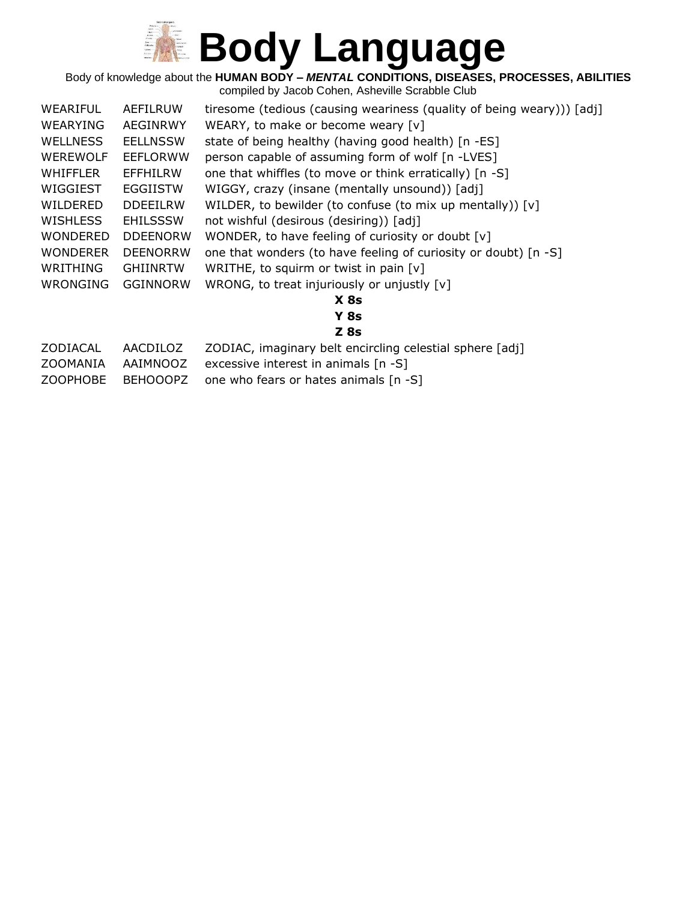# Body Language

Body of knowledge about the **HUMAN BODY – *MENTAL* CONDITIONS, DISEASES, PROCESSES, ABILITIES**
compiled by Jacob Cohen, Asheville Scrabble Club

| | | |
|---|---|---|
| WEARIFUL | AEFILRUW | tiresome (tedious (causing weariness (quality of being weary))) [adj] |
| WEARYING | AEGINRWY | WEARY, to make or become weary [v] |
| WELLNESS | EELLNSSW | state of being healthy (having good health) [n -ES] |
| WEREWOLF | EEFLORWW | person capable of assuming form of wolf [n -LVES] |
| WHIFFLER | EFFHILRW | one that whiffles (to move or think erratically) [n -S] |
| WIGGIEST | EGGIISTW | WIGGY, crazy (insane (mentally unsound)) [adj] |
| WILDERED | DDEEILRW | WILDER, to bewilder (to confuse (to mix up mentally)) [v] |
| WISHLESS | EHILSSSW | not wishful (desirous (desiring)) [adj] |
| WONDERED | DDEENORW | WONDER, to have feeling of curiosity or doubt [v] |
| WONDERER | DEENORRW | one that wonders (to have feeling of curiosity or doubt) [n -S] |
| WRITHING | GHIINRTW | WRITHE, to squirm or twist in pain [v] |
| WRONGING | GGINNORW | WRONG, to treat injuriously or unjustly [v] |

**X 8s**

**Y 8s**

**Z 8s**

| | | |
|---|---|---|
| ZODIACAL | AACDILOZ | ZODIAC, imaginary belt encircling celestial sphere [adj] |
| ZOOMANIA | AAIMNOOZ | excessive interest in animals [n -S] |
| ZOOPHOBE | BEHOOOPZ | one who fears or hates animals [n -S] |